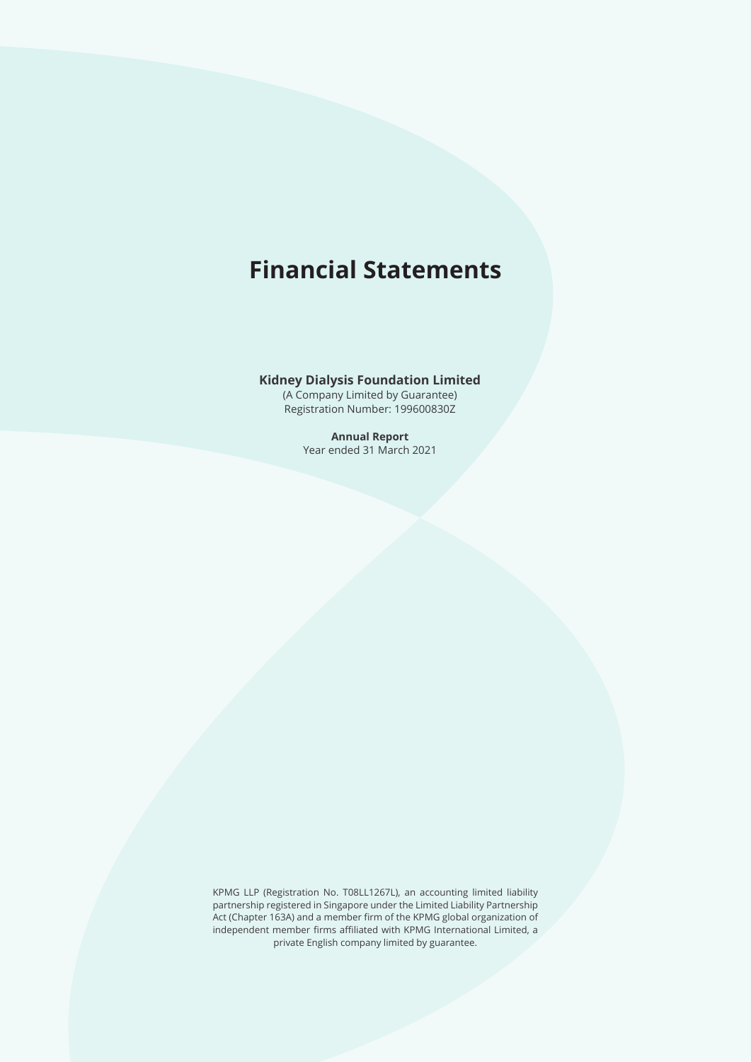# Financial Statements

**Kidney Dialysis Foundation Limited**
(A Company Limited by Guarantee)
Registration Number: 199600830Z

**Annual Report**
Year ended 31 March 2021

KPMG LLP (Registration No. T08LL1267L), an accounting limited liability partnership registered in Singapore under the Limited Liability Partnership Act (Chapter 163A) and a member firm of the KPMG global organization of independent member firms affiliated with KPMG International Limited, a private English company limited by guarantee.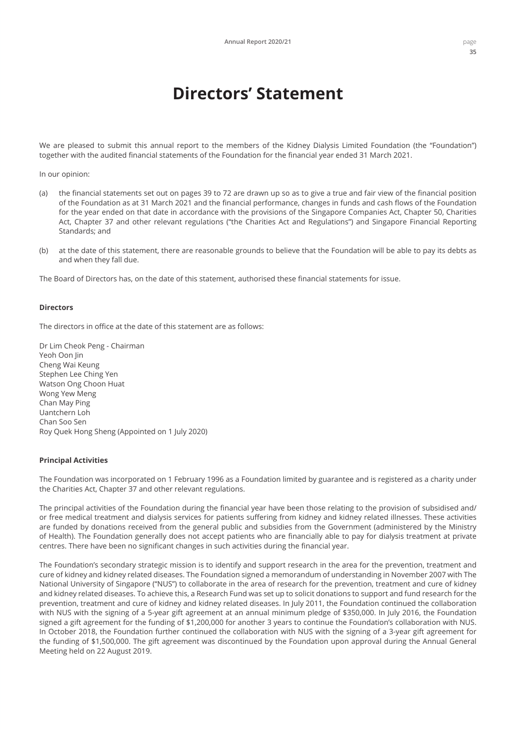# Directors' Statement

We are pleased to submit this annual report to the members of the Kidney Dialysis Limited Foundation (the "Foundation") together with the audited financial statements of the Foundation for the financial year ended 31 March 2021.

In our opinion:

(a) the financial statements set out on pages 39 to 72 are drawn up so as to give a true and fair view of the financial position of the Foundation as at 31 March 2021 and the financial performance, changes in funds and cash flows of the Foundation for the year ended on that date in accordance with the provisions of the Singapore Companies Act, Chapter 50, Charities Act, Chapter 37 and other relevant regulations ("the Charities Act and Regulations") and Singapore Financial Reporting Standards; and

(b) at the date of this statement, there are reasonable grounds to believe that the Foundation will be able to pay its debts as and when they fall due.

The Board of Directors has, on the date of this statement, authorised these financial statements for issue.

**Directors**

The directors in office at the date of this statement are as follows:

Dr Lim Cheok Peng - Chairman
Yeoh Oon Jin
Cheng Wai Keung
Stephen Lee Ching Yen
Watson Ong Choon Huat
Wong Yew Meng
Chan May Ping
Uantchern Loh
Chan Soo Sen
Roy Quek Hong Sheng (Appointed on 1 July 2020)

**Principal Activities**

The Foundation was incorporated on 1 February 1996 as a Foundation limited by guarantee and is registered as a charity under the Charities Act, Chapter 37 and other relevant regulations.

The principal activities of the Foundation during the financial year have been those relating to the provision of subsidised and/or free medical treatment and dialysis services for patients suffering from kidney and kidney related illnesses. These activities are funded by donations received from the general public and subsidies from the Government (administered by the Ministry of Health). The Foundation generally does not accept patients who are financially able to pay for dialysis treatment at private centres. There have been no significant changes in such activities during the financial year.

The Foundation's secondary strategic mission is to identify and support research in the area for the prevention, treatment and cure of kidney and kidney related diseases. The Foundation signed a memorandum of understanding in November 2007 with The National University of Singapore ("NUS") to collaborate in the area of research for the prevention, treatment and cure of kidney and kidney related diseases. To achieve this, a Research Fund was set up to solicit donations to support and fund research for the prevention, treatment and cure of kidney and kidney related diseases. In July 2011, the Foundation continued the collaboration with NUS with the signing of a 5-year gift agreement at an annual minimum pledge of $350,000. In July 2016, the Foundation signed a gift agreement for the funding of $1,200,000 for another 3 years to continue the Foundation's collaboration with NUS. In October 2018, the Foundation further continued the collaboration with NUS with the signing of a 3-year gift agreement for the funding of $1,500,000. The gift agreement was discontinued by the Foundation upon approval during the Annual General Meeting held on 22 August 2019.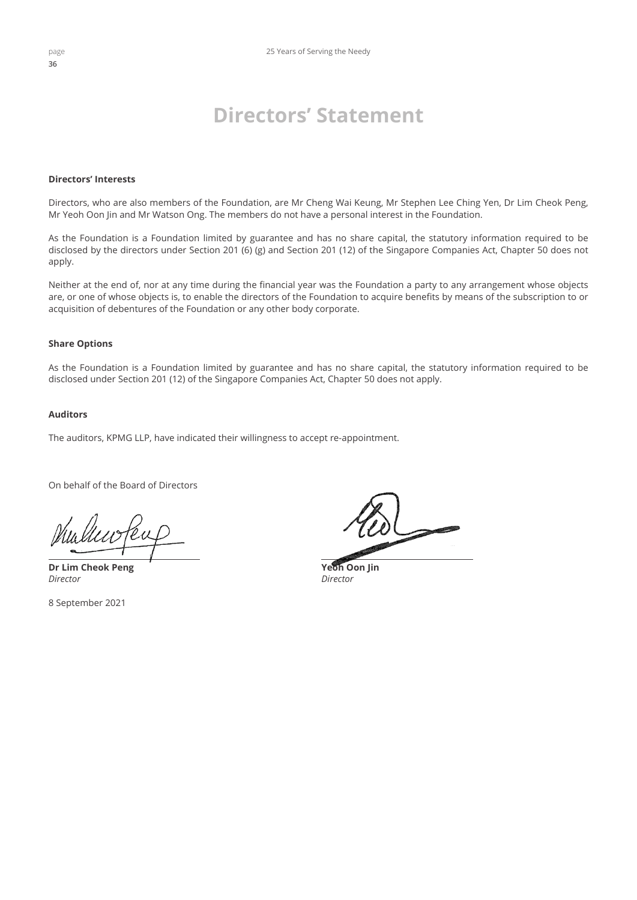# Directors' Statement

**Directors' Interests**

Directors, who are also members of the Foundation, are Mr Cheng Wai Keung, Mr Stephen Lee Ching Yen, Dr Lim Cheok Peng, Mr Yeoh Oon Jin and Mr Watson Ong. The members do not have a personal interest in the Foundation.

As the Foundation is a Foundation limited by guarantee and has no share capital, the statutory information required to be disclosed by the directors under Section 201 (6) (g) and Section 201 (12) of the Singapore Companies Act, Chapter 50 does not apply.

Neither at the end of, nor at any time during the financial year was the Foundation a party to any arrangement whose objects are, or one of whose objects is, to enable the directors of the Foundation to acquire benefits by means of the subscription to or acquisition of debentures of the Foundation or any other body corporate.

**Share Options**

As the Foundation is a Foundation limited by guarantee and has no share capital, the statutory information required to be disclosed under Section 201 (12) of the Singapore Companies Act, Chapter 50 does not apply.

**Auditors**

The auditors, KPMG LLP, have indicated their willingness to accept re-appointment.

On behalf of the Board of Directors

**Dr Lim Cheok Peng**
*Director*

**Yeoh Oon Jin**
*Director*

8 September 2021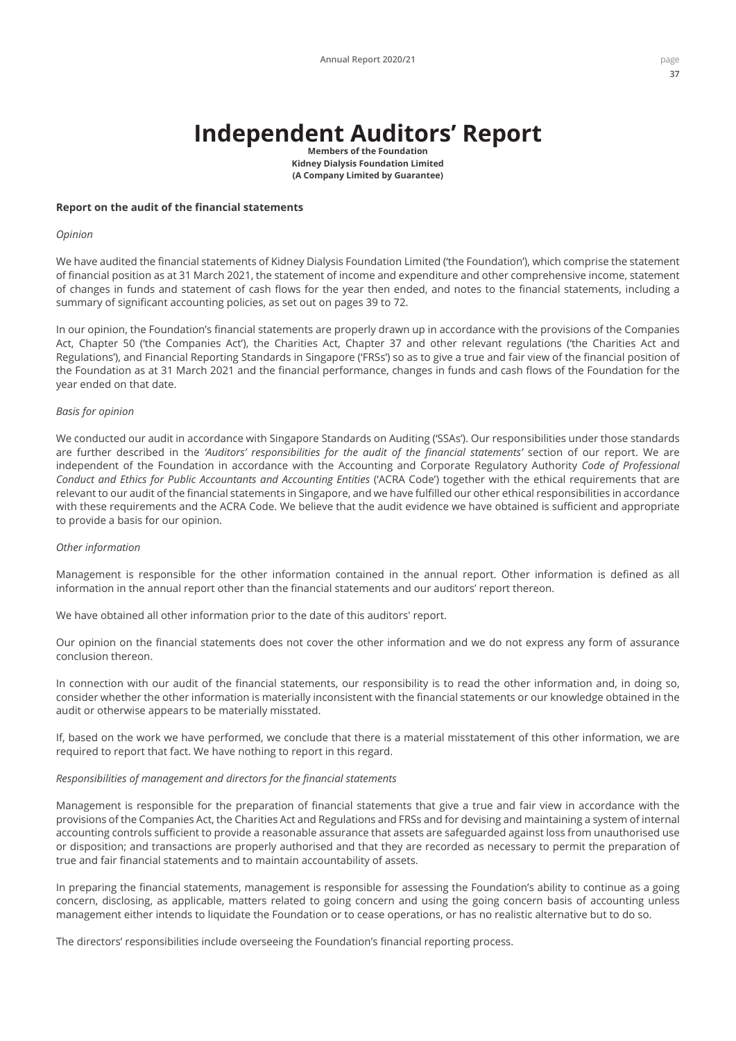# Independent Auditors' Report

**Members of the Foundation**
**Kidney Dialysis Foundation Limited**
**(A Company Limited by Guarantee)**

**Report on the audit of the financial statements**

*Opinion*

We have audited the financial statements of Kidney Dialysis Foundation Limited ('the Foundation'), which comprise the statement of financial position as at 31 March 2021, the statement of income and expenditure and other comprehensive income, statement of changes in funds and statement of cash flows for the year then ended, and notes to the financial statements, including a summary of significant accounting policies, as set out on pages 39 to 72.

In our opinion, the Foundation's financial statements are properly drawn up in accordance with the provisions of the Companies Act, Chapter 50 ('the Companies Act'), the Charities Act, Chapter 37 and other relevant regulations ('the Charities Act and Regulations'), and Financial Reporting Standards in Singapore ('FRSs') so as to give a true and fair view of the financial position of the Foundation as at 31 March 2021 and the financial performance, changes in funds and cash flows of the Foundation for the year ended on that date.

*Basis for opinion*

We conducted our audit in accordance with Singapore Standards on Auditing ('SSAs'). Our responsibilities under those standards are further described in the *'Auditors' responsibilities for the audit of the financial statements'* section of our report. We are independent of the Foundation in accordance with the Accounting and Corporate Regulatory Authority *Code of Professional Conduct and Ethics for Public Accountants and Accounting Entities* ('ACRA Code') together with the ethical requirements that are relevant to our audit of the financial statements in Singapore, and we have fulfilled our other ethical responsibilities in accordance with these requirements and the ACRA Code. We believe that the audit evidence we have obtained is sufficient and appropriate to provide a basis for our opinion.

*Other information*

Management is responsible for the other information contained in the annual report. Other information is defined as all information in the annual report other than the financial statements and our auditors' report thereon.

We have obtained all other information prior to the date of this auditors' report.

Our opinion on the financial statements does not cover the other information and we do not express any form of assurance conclusion thereon.

In connection with our audit of the financial statements, our responsibility is to read the other information and, in doing so, consider whether the other information is materially inconsistent with the financial statements or our knowledge obtained in the audit or otherwise appears to be materially misstated.

If, based on the work we have performed, we conclude that there is a material misstatement of this other information, we are required to report that fact. We have nothing to report in this regard.

*Responsibilities of management and directors for the financial statements*

Management is responsible for the preparation of financial statements that give a true and fair view in accordance with the provisions of the Companies Act, the Charities Act and Regulations and FRSs and for devising and maintaining a system of internal accounting controls sufficient to provide a reasonable assurance that assets are safeguarded against loss from unauthorised use or disposition; and transactions are properly authorised and that they are recorded as necessary to permit the preparation of true and fair financial statements and to maintain accountability of assets.

In preparing the financial statements, management is responsible for assessing the Foundation's ability to continue as a going concern, disclosing, as applicable, matters related to going concern and using the going concern basis of accounting unless management either intends to liquidate the Foundation or to cease operations, or has no realistic alternative but to do so.

The directors' responsibilities include overseeing the Foundation's financial reporting process.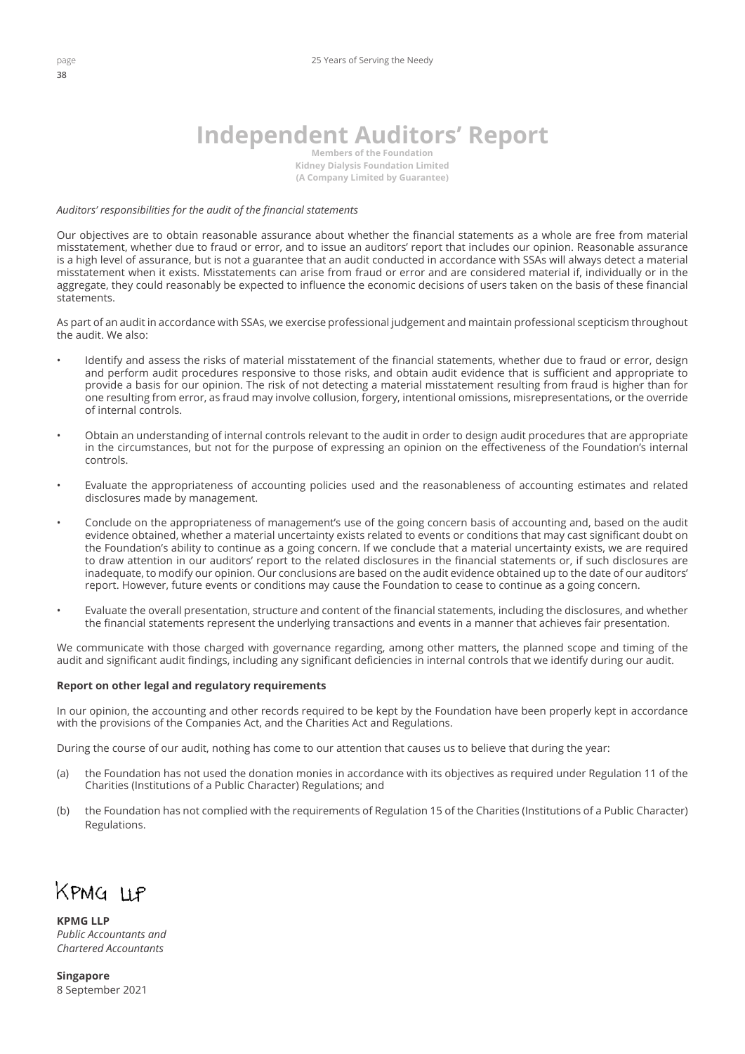# Independent Auditors' Report

**Members of the Foundation**
**Kidney Dialysis Foundation Limited**
**(A Company Limited by Guarantee)**

*Auditors' responsibilities for the audit of the financial statements*

Our objectives are to obtain reasonable assurance about whether the financial statements as a whole are free from material misstatement, whether due to fraud or error, and to issue an auditors' report that includes our opinion. Reasonable assurance is a high level of assurance, but is not a guarantee that an audit conducted in accordance with SSAs will always detect a material misstatement when it exists. Misstatements can arise from fraud or error and are considered material if, individually or in the aggregate, they could reasonably be expected to influence the economic decisions of users taken on the basis of these financial statements.

As part of an audit in accordance with SSAs, we exercise professional judgement and maintain professional scepticism throughout the audit. We also:

- Identify and assess the risks of material misstatement of the financial statements, whether due to fraud or error, design and perform audit procedures responsive to those risks, and obtain audit evidence that is sufficient and appropriate to provide a basis for our opinion. The risk of not detecting a material misstatement resulting from fraud is higher than for one resulting from error, as fraud may involve collusion, forgery, intentional omissions, misrepresentations, or the override of internal controls.

- Obtain an understanding of internal controls relevant to the audit in order to design audit procedures that are appropriate in the circumstances, but not for the purpose of expressing an opinion on the effectiveness of the Foundation's internal controls.

- Evaluate the appropriateness of accounting policies used and the reasonableness of accounting estimates and related disclosures made by management.

- Conclude on the appropriateness of management's use of the going concern basis of accounting and, based on the audit evidence obtained, whether a material uncertainty exists related to events or conditions that may cast significant doubt on the Foundation's ability to continue as a going concern. If we conclude that a material uncertainty exists, we are required to draw attention in our auditors' report to the related disclosures in the financial statements or, if such disclosures are inadequate, to modify our opinion. Our conclusions are based on the audit evidence obtained up to the date of our auditors' report. However, future events or conditions may cause the Foundation to cease to continue as a going concern.

- Evaluate the overall presentation, structure and content of the financial statements, including the disclosures, and whether the financial statements represent the underlying transactions and events in a manner that achieves fair presentation.

We communicate with those charged with governance regarding, among other matters, the planned scope and timing of the audit and significant audit findings, including any significant deficiencies in internal controls that we identify during our audit.

**Report on other legal and regulatory requirements**

In our opinion, the accounting and other records required to be kept by the Foundation have been properly kept in accordance with the provisions of the Companies Act, and the Charities Act and Regulations.

During the course of our audit, nothing has come to our attention that causes us to believe that during the year:

(a) the Foundation has not used the donation monies in accordance with its objectives as required under Regulation 11 of the Charities (Institutions of a Public Character) Regulations; and

(b) the Foundation has not complied with the requirements of Regulation 15 of the Charities (Institutions of a Public Character) Regulations.

KPMG LLP

**KPMG LLP**
*Public Accountants and*
*Chartered Accountants*

**Singapore**
8 September 2021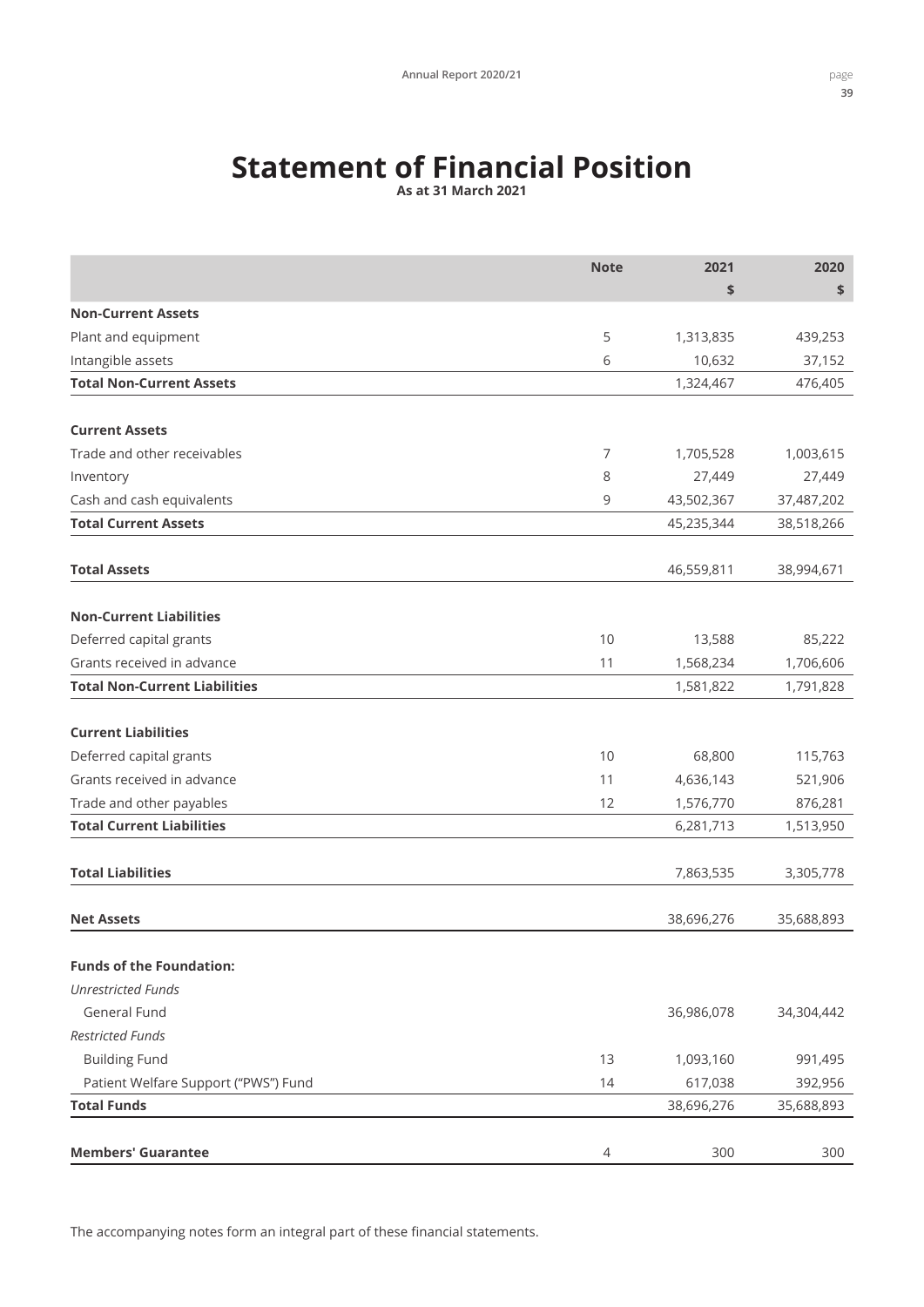# Statement of Financial Position

**As at 31 March 2021**

| | Note | 2021<br>$ | 2020<br>$ |
|---|---|---|---|
| **Non-Current Assets** | | | |
| Plant and equipment | 5 | 1,313,835 | 439,253 |
| Intangible assets | 6 | 10,632 | 37,152 |
| **Total Non-Current Assets** | | 1,324,467 | 476,405 |
| **Current Assets** | | | |
| Trade and other receivables | 7 | 1,705,528 | 1,003,615 |
| Inventory | 8 | 27,449 | 27,449 |
| Cash and cash equivalents | 9 | 43,502,367 | 37,487,202 |
| **Total Current Assets** | | 45,235,344 | 38,518,266 |
| **Total Assets** | | 46,559,811 | 38,994,671 |
| **Non-Current Liabilities** | | | |
| Deferred capital grants | 10 | 13,588 | 85,222 |
| Grants received in advance | 11 | 1,568,234 | 1,706,606 |
| **Total Non-Current Liabilities** | | 1,581,822 | 1,791,828 |
| **Current Liabilities** | | | |
| Deferred capital grants | 10 | 68,800 | 115,763 |
| Grants received in advance | 11 | 4,636,143 | 521,906 |
| Trade and other payables | 12 | 1,576,770 | 876,281 |
| **Total Current Liabilities** | | 6,281,713 | 1,513,950 |
| **Total Liabilities** | | 7,863,535 | 3,305,778 |
| **Net Assets** | | 38,696,276 | 35,688,893 |
| **Funds of the Foundation:** | | | |
| *Unrestricted Funds* | | | |
| General Fund | | 36,986,078 | 34,304,442 |
| *Restricted Funds* | | | |
| Building Fund | 13 | 1,093,160 | 991,495 |
| Patient Welfare Support ("PWS") Fund | 14 | 617,038 | 392,956 |
| **Total Funds** | | 38,696,276 | 35,688,893 |
| **Members' Guarantee** | 4 | 300 | 300 |

The accompanying notes form an integral part of these financial statements.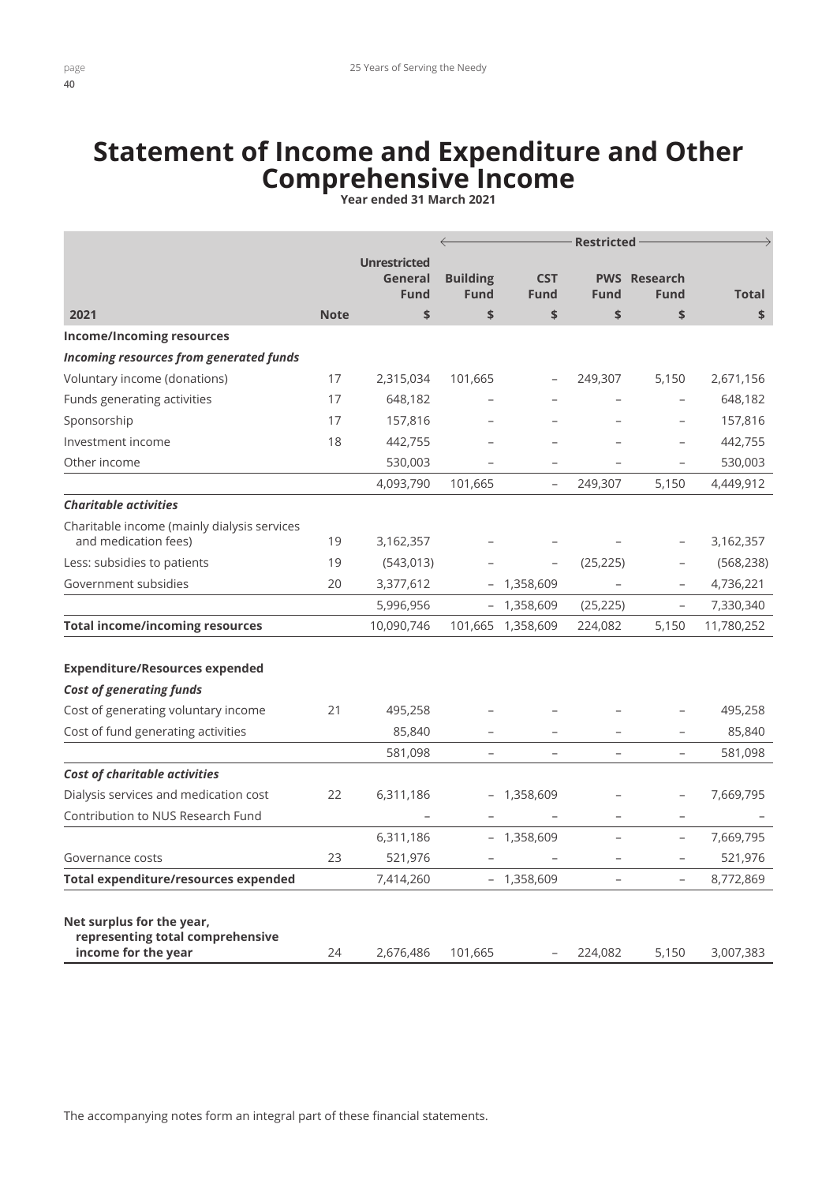# Statement of Income and Expenditure and Other Comprehensive Income

**Year ended 31 March 2021**

| | | | Restricted | | | | |
|---|---|---|---|---|---|---|---|
| | | Unrestricted General Fund | Building Fund | CST Fund | PWS Fund | Research Fund | Total |
| **2021** | **Note** | **$** | **$** | **$** | **$** | **$** | **$** |
| **Income/Incoming resources** | | | | | | | |
| ***Incoming resources from generated funds*** | | | | | | | |
| Voluntary income (donations) | 17 | 2,315,034 | 101,665 | – | 249,307 | 5,150 | 2,671,156 |
| Funds generating activities | 17 | 648,182 | – | – | – | – | 648,182 |
| Sponsorship | 17 | 157,816 | – | – | – | – | 157,816 |
| Investment income | 18 | 442,755 | – | – | – | – | 442,755 |
| Other income | | 530,003 | – | – | – | – | 530,003 |
| | | 4,093,790 | 101,665 | – | 249,307 | 5,150 | 4,449,912 |
| ***Charitable activities*** | | | | | | | |
| Charitable income (mainly dialysis services and medication fees) | 19 | 3,162,357 | – | – | – | – | 3,162,357 |
| Less: subsidies to patients | 19 | (543,013) | – | – | (25,225) | – | (568,238) |
| Government subsidies | 20 | 3,377,612 | – | 1,358,609 | – | – | 4,736,221 |
| | | 5,996,956 | – | 1,358,609 | (25,225) | – | 7,330,340 |
| **Total income/incoming resources** | | 10,090,746 | 101,665 | 1,358,609 | 224,082 | 5,150 | 11,780,252 |
| | | | | | | | |
| **Expenditure/Resources expended** | | | | | | | |
| ***Cost of generating funds*** | | | | | | | |
| Cost of generating voluntary income | 21 | 495,258 | – | – | – | – | 495,258 |
| Cost of fund generating activities | | 85,840 | – | – | – | – | 85,840 |
| | | 581,098 | – | – | – | – | 581,098 |
| ***Cost of charitable activities*** | | | | | | | |
| Dialysis services and medication cost | 22 | 6,311,186 | – | 1,358,609 | – | – | 7,669,795 |
| Contribution to NUS Research Fund | | – | – | – | – | – | – |
| | | 6,311,186 | – | 1,358,609 | – | – | 7,669,795 |
| Governance costs | 23 | 521,976 | – | – | – | – | 521,976 |
| **Total expenditure/resources expended** | | 7,414,260 | – | 1,358,609 | – | – | 8,772,869 |
| | | | | | | | |
| **Net surplus for the year, representing total comprehensive income for the year** | 24 | 2,676,486 | 101,665 | – | 224,082 | 5,150 | 3,007,383 |

The accompanying notes form an integral part of these financial statements.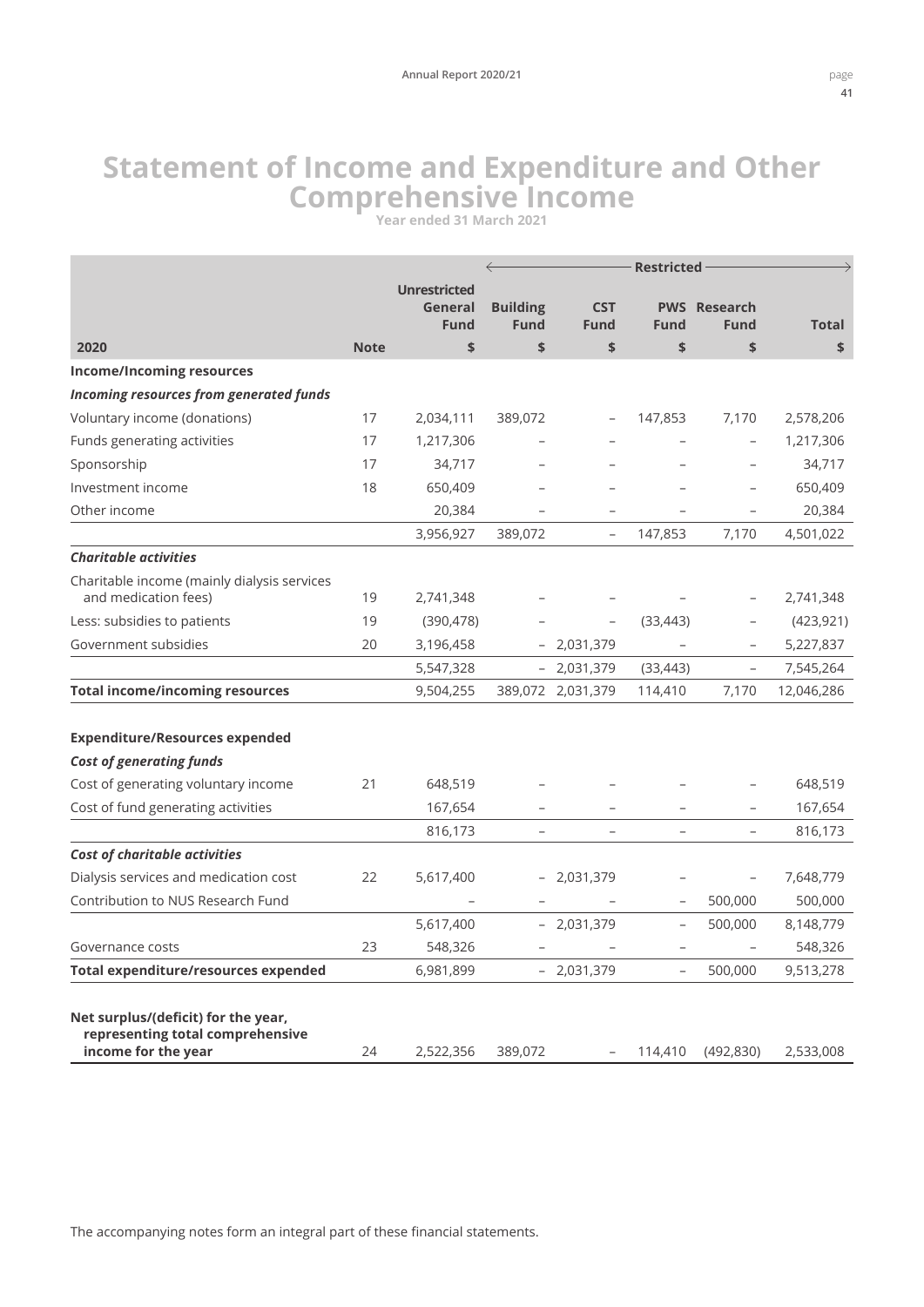# Statement of Income and Expenditure and Other Comprehensive Income

Year ended 31 March 2021

| | | | Restricted | | | | |
|---|---|---|---|---|---|---|---|
| | | Unrestricted General Fund | Building Fund | CST Fund | PWS Fund | Research Fund | Total |
| **2020** | **Note** | **$** | **$** | **$** | **$** | **$** | **$** |
| **Income/Incoming resources** | | | | | | | |
| ***Incoming resources from generated funds*** | | | | | | | |
| Voluntary income (donations) | 17 | 2,034,111 | 389,072 | – | 147,853 | 7,170 | 2,578,206 |
| Funds generating activities | 17 | 1,217,306 | – | – | – | – | 1,217,306 |
| Sponsorship | 17 | 34,717 | – | – | – | – | 34,717 |
| Investment income | 18 | 650,409 | – | – | – | – | 650,409 |
| Other income | | 20,384 | – | – | – | – | 20,384 |
| | | 3,956,927 | 389,072 | – | 147,853 | 7,170 | 4,501,022 |
| ***Charitable activities*** | | | | | | | |
| Charitable income (mainly dialysis services and medication fees) | 19 | 2,741,348 | – | – | – | – | 2,741,348 |
| Less: subsidies to patients | 19 | (390,478) | – | – | (33,443) | – | (423,921) |
| Government subsidies | 20 | 3,196,458 | – | 2,031,379 | – | – | 5,227,837 |
| | | 5,547,328 | – | 2,031,379 | (33,443) | – | 7,545,264 |
| **Total income/incoming resources** | | 9,504,255 | 389,072 | 2,031,379 | 114,410 | 7,170 | 12,046,286 |
| | | | | | | | |
| **Expenditure/Resources expended** | | | | | | | |
| ***Cost of generating funds*** | | | | | | | |
| Cost of generating voluntary income | 21 | 648,519 | – | – | – | – | 648,519 |
| Cost of fund generating activities | | 167,654 | – | – | – | – | 167,654 |
| | | 816,173 | – | – | – | – | 816,173 |
| ***Cost of charitable activities*** | | | | | | | |
| Dialysis services and medication cost | 22 | 5,617,400 | – | 2,031,379 | – | – | 7,648,779 |
| Contribution to NUS Research Fund | | – | – | – | – | 500,000 | 500,000 |
| | | 5,617,400 | – | 2,031,379 | – | 500,000 | 8,148,779 |
| Governance costs | 23 | 548,326 | – | – | – | – | 548,326 |
| **Total expenditure/resources expended** | | 6,981,899 | – | 2,031,379 | – | 500,000 | 9,513,278 |
| | | | | | | | |
| **Net surplus/(deficit) for the year, representing total comprehensive income for the year** | 24 | 2,522,356 | 389,072 | – | 114,410 | (492,830) | 2,533,008 |

The accompanying notes form an integral part of these financial statements.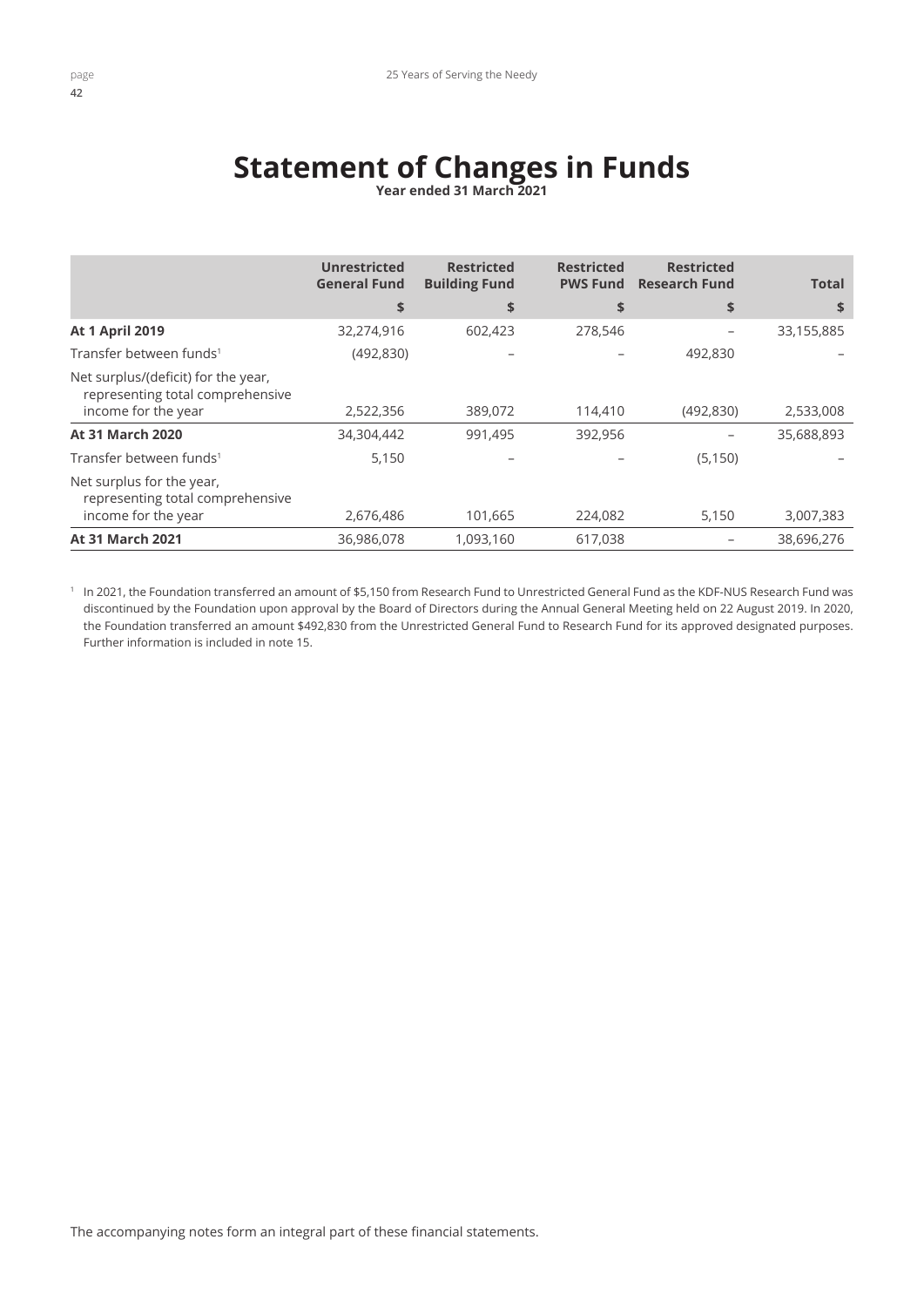# Statement of Changes in Funds

**Year ended 31 March 2021**

| | Unrestricted General Fund | Restricted Building Fund | Restricted PWS Fund | Restricted Research Fund | Total |
|---|---|---|---|---|---|
| | $ | $ | $ | $ | $ |
| **At 1 April 2019** | 32,274,916 | 602,423 | 278,546 | – | 33,155,885 |
| Transfer between funds[1] | (492,830) | – | – | 492,830 | – |
| Net surplus/(deficit) for the year, representing total comprehensive income for the year | 2,522,356 | 389,072 | 114,410 | (492,830) | 2,533,008 |
| **At 31 March 2020** | 34,304,442 | 991,495 | 392,956 | – | 35,688,893 |
| Transfer between funds[1] | 5,150 | – | – | (5,150) | – |
| Net surplus for the year, representing total comprehensive income for the year | 2,676,486 | 101,665 | 224,082 | 5,150 | 3,007,383 |
| **At 31 March 2021** | 36,986,078 | 1,093,160 | 617,038 | – | 38,696,276 |

[1] In 2021, the Foundation transferred an amount of $5,150 from Research Fund to Unrestricted General Fund as the KDF-NUS Research Fund was discontinued by the Foundation upon approval by the Board of Directors during the Annual General Meeting held on 22 August 2019. In 2020, the Foundation transferred an amount $492,830 from the Unrestricted General Fund to Research Fund for its approved designated purposes. Further information is included in note 15.

The accompanying notes form an integral part of these financial statements.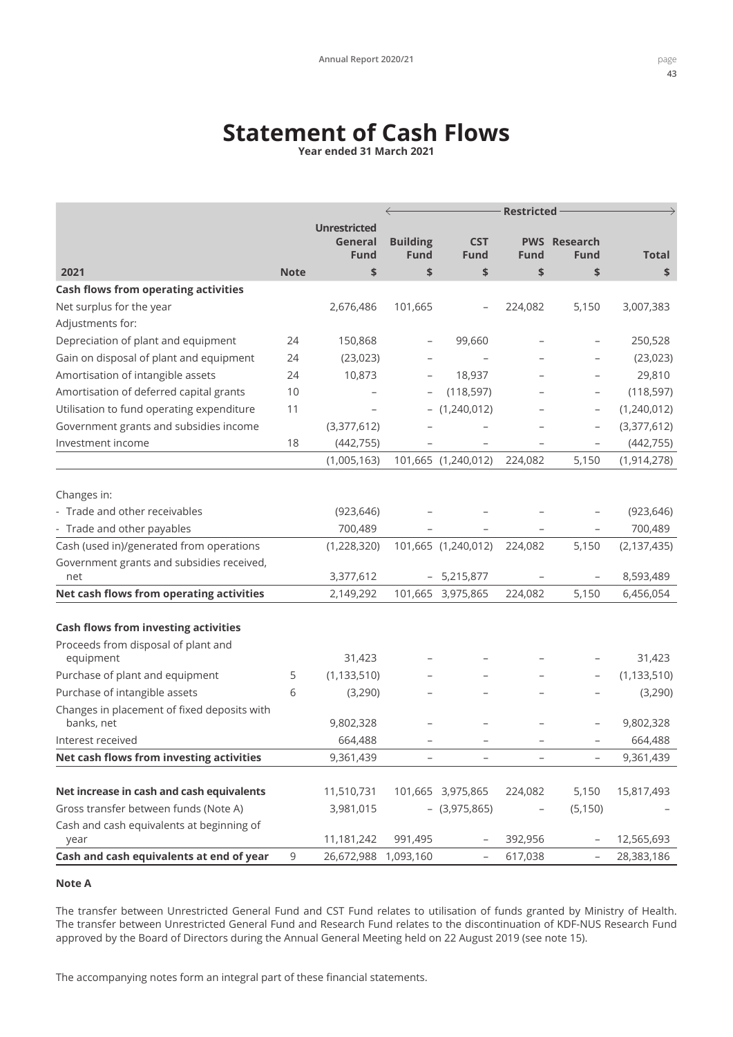# Statement of Cash Flows

**Year ended 31 March 2021**

| | | | Restricted | | | | |
|---|---|---|---|---|---|---|---|
| | | **Unrestricted General Fund** | **Building Fund** | **CST Fund** | **PWS Fund** | **Research Fund** | **Total** |
| **2021** | **Note** | **$** | **$** | **$** | **$** | **$** | **$** |
| **Cash flows from operating activities** | | | | | | | |
| Net surplus for the year | | 2,676,486 | 101,665 | – | 224,082 | 5,150 | 3,007,383 |
| Adjustments for: | | | | | | | |
| Depreciation of plant and equipment | 24 | 150,868 | – | 99,660 | – | – | 250,528 |
| Gain on disposal of plant and equipment | 24 | (23,023) | – | – | – | – | (23,023) |
| Amortisation of intangible assets | 24 | 10,873 | – | 18,937 | – | – | 29,810 |
| Amortisation of deferred capital grants | 10 | – | – | (118,597) | – | – | (118,597) |
| Utilisation to fund operating expenditure | 11 | – | – | (1,240,012) | – | – | (1,240,012) |
| Government grants and subsidies income | | (3,377,612) | – | – | – | – | (3,377,612) |
| Investment income | 18 | (442,755) | – | – | – | – | (442,755) |
| | | (1,005,163) | 101,665 | (1,240,012) | 224,082 | 5,150 | (1,914,278) |
| Changes in: | | | | | | | |
| - Trade and other receivables | | (923,646) | – | – | – | – | (923,646) |
| - Trade and other payables | | 700,489 | – | – | – | – | 700,489 |
| Cash (used in)/generated from operations | | (1,228,320) | 101,665 | (1,240,012) | 224,082 | 5,150 | (2,137,435) |
| Government grants and subsidies received, net | | 3,377,612 | – | 5,215,877 | – | – | 8,593,489 |
| **Net cash flows from operating activities** | | 2,149,292 | 101,665 | 3,975,865 | 224,082 | 5,150 | 6,456,054 |
| **Cash flows from investing activities** | | | | | | | |
| Proceeds from disposal of plant and equipment | | 31,423 | – | – | – | – | 31,423 |
| Purchase of plant and equipment | 5 | (1,133,510) | – | – | – | – | (1,133,510) |
| Purchase of intangible assets | 6 | (3,290) | – | – | – | – | (3,290) |
| Changes in placement of fixed deposits with banks, net | | 9,802,328 | – | – | – | – | 9,802,328 |
| Interest received | | 664,488 | – | – | – | – | 664,488 |
| **Net cash flows from investing activities** | | 9,361,439 | – | – | – | – | 9,361,439 |
| **Net increase in cash and cash equivalents** | | 11,510,731 | 101,665 | 3,975,865 | 224,082 | 5,150 | 15,817,493 |
| Gross transfer between funds (Note A) | | 3,981,015 | – | (3,975,865) | – | (5,150) | – |
| Cash and cash equivalents at beginning of year | | 11,181,242 | 991,495 | – | 392,956 | – | 12,565,693 |
| **Cash and cash equivalents at end of year** | 9 | 26,672,988 | 1,093,160 | – | 617,038 | – | 28,383,186 |

**Note A**

The transfer between Unrestricted General Fund and CST Fund relates to utilisation of funds granted by Ministry of Health. The transfer between Unrestricted General Fund and Research Fund relates to the discontinuation of KDF-NUS Research Fund approved by the Board of Directors during the Annual General Meeting held on 22 August 2019 (see note 15).

The accompanying notes form an integral part of these financial statements.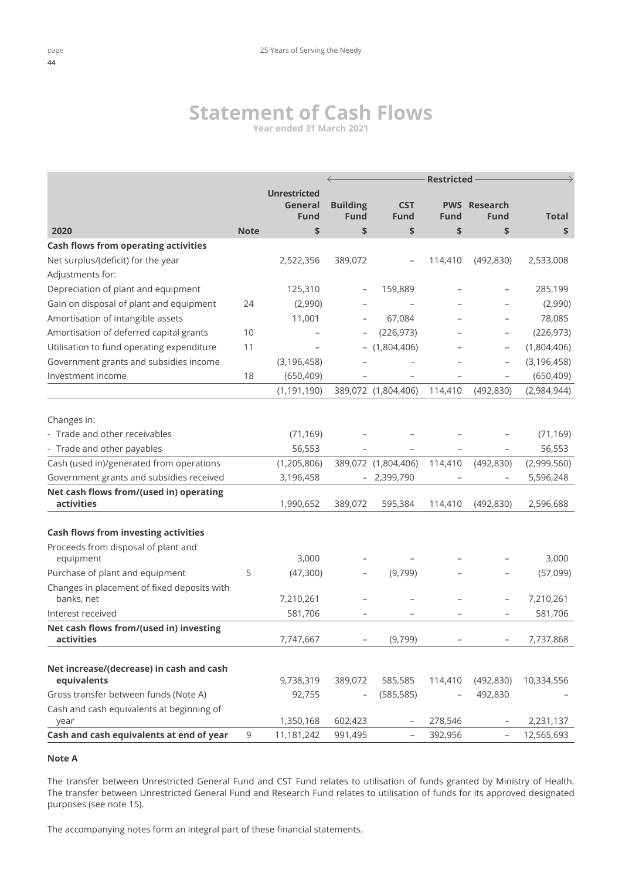# Statement of Cash Flows

Year ended 31 March 2021

| | | | Restricted | | | | |
|---|---|---|---|---|---|---|---|
| **2020** | **Note** | **Unrestricted General Fund** $ | **Building Fund** $ | **CST Fund** $ | **PWS Fund** $ | **Research Fund** $ | **Total** $ |
| **Cash flows from operating activities** | | | | | | | |
| Net surplus/(deficit) for the year | | 2,522,356 | 389,072 | – | 114,410 | (492,830) | 2,533,008 |
| Adjustments for: | | | | | | | |
| Depreciation of plant and equipment | | 125,310 | – | 159,889 | – | – | 285,199 |
| Gain on disposal of plant and equipment | 24 | (2,990) | – | – | – | – | (2,990) |
| Amortisation of intangible assets | | 11,001 | – | 67,084 | – | – | 78,085 |
| Amortisation of deferred capital grants | 10 | – | – | (226,973) | – | – | (226,973) |
| Utilisation to fund operating expenditure | 11 | – | – | (1,804,406) | – | – | (1,804,406) |
| Government grants and subsidies income | | (3,196,458) | – | - | – | – | (3,196,458) |
| Investment income | 18 | (650,409) | – | – | – | – | (650,409) |
| | | (1,191,190) | 389,072 | (1,804,406) | 114,410 | (492,830) | (2,984,944) |
| Changes in: | | | | | | | |
| - Trade and other receivables | | (71,169) | – | – | – | – | (71,169) |
| - Trade and other payables | | 56,553 | – | – | – | – | 56,553 |
| Cash (used in)/generated from operations | | (1,205,806) | 389,072 | (1,804,406) | 114,410 | (492,830) | (2,999,560) |
| Government grants and subsidies received | | 3,196,458 | – | 2,399,790 | – | – | 5,596,248 |
| **Net cash flows from/(used in) operating activities** | | 1,990,652 | 389,072 | 595,384 | 114,410 | (492,830) | 2,596,688 |
| **Cash flows from investing activities** | | | | | | | |
| Proceeds from disposal of plant and equipment | | 3,000 | – | – | – | – | 3,000 |
| Purchase of plant and equipment | 5 | (47,300) | – | (9,799) | – | – | (57,099) |
| Changes in placement of fixed deposits with banks, net | | 7,210,261 | – | – | – | – | 7,210,261 |
| Interest received | | 581,706 | – | – | – | – | 581,706 |
| **Net cash flows from/(used in) investing activities** | | 7,747,667 | – | (9,799) | – | – | 7,737,868 |
| **Net increase/(decrease) in cash and cash equivalents** | | 9,738,319 | 389,072 | 585,585 | 114,410 | (492,830) | 10,334,556 |
| Gross transfer between funds (Note A) | | 92,755 | – | (585,585) | – | 492,830 | – |
| Cash and cash equivalents at beginning of year | | 1,350,168 | 602,423 | – | 278,546 | – | 2,231,137 |
| **Cash and cash equivalents at end of year** | 9 | 11,181,242 | 991,495 | – | 392,956 | – | 12,565,693 |

**Note A**

The transfer between Unrestricted General Fund and CST Fund relates to utilisation of funds granted by Ministry of Health. The transfer between Unrestricted General Fund and Research Fund relates to utilisation of funds for its approved designated purposes (see note 15).

The accompanying notes form an integral part of these financial statements.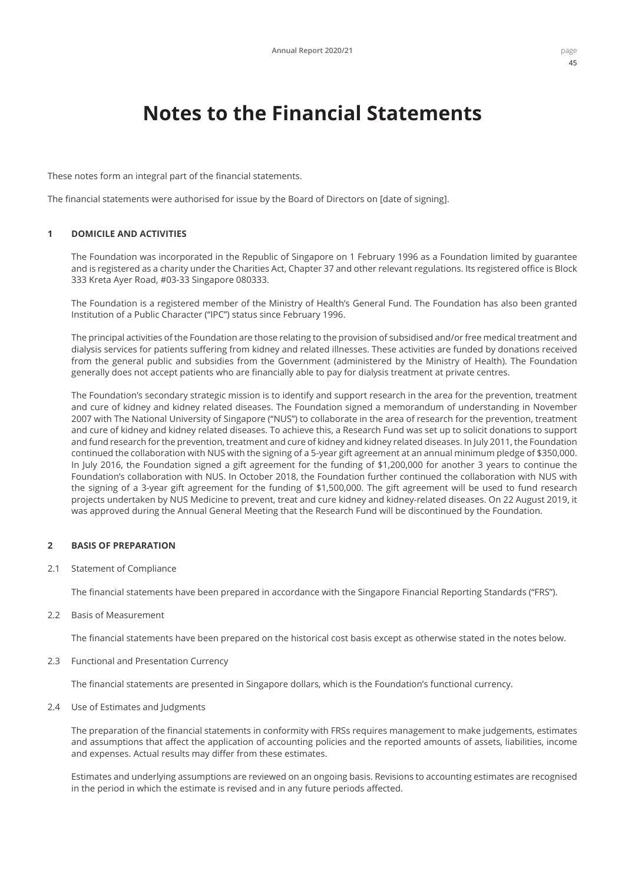# Notes to the Financial Statements

These notes form an integral part of the financial statements.

The financial statements were authorised for issue by the Board of Directors on [date of signing].

## 1 DOMICILE AND ACTIVITIES

The Foundation was incorporated in the Republic of Singapore on 1 February 1996 as a Foundation limited by guarantee and is registered as a charity under the Charities Act, Chapter 37 and other relevant regulations. Its registered office is Block 333 Kreta Ayer Road, #03-33 Singapore 080333.

The Foundation is a registered member of the Ministry of Health's General Fund. The Foundation has also been granted Institution of a Public Character ("IPC") status since February 1996.

The principal activities of the Foundation are those relating to the provision of subsidised and/or free medical treatment and dialysis services for patients suffering from kidney and related illnesses. These activities are funded by donations received from the general public and subsidies from the Government (administered by the Ministry of Health). The Foundation generally does not accept patients who are financially able to pay for dialysis treatment at private centres.

The Foundation's secondary strategic mission is to identify and support research in the area for the prevention, treatment and cure of kidney and kidney related diseases. The Foundation signed a memorandum of understanding in November 2007 with The National University of Singapore ("NUS") to collaborate in the area of research for the prevention, treatment and cure of kidney and kidney related diseases. To achieve this, a Research Fund was set up to solicit donations to support and fund research for the prevention, treatment and cure of kidney and kidney related diseases. In July 2011, the Foundation continued the collaboration with NUS with the signing of a 5-year gift agreement at an annual minimum pledge of $350,000. In July 2016, the Foundation signed a gift agreement for the funding of $1,200,000 for another 3 years to continue the Foundation's collaboration with NUS. In October 2018, the Foundation further continued the collaboration with NUS with the signing of a 3-year gift agreement for the funding of $1,500,000. The gift agreement will be used to fund research projects undertaken by NUS Medicine to prevent, treat and cure kidney and kidney-related diseases. On 22 August 2019, it was approved during the Annual General Meeting that the Research Fund will be discontinued by the Foundation.

## 2 BASIS OF PREPARATION

### 2.1 Statement of Compliance

The financial statements have been prepared in accordance with the Singapore Financial Reporting Standards ("FRS").

### 2.2 Basis of Measurement

The financial statements have been prepared on the historical cost basis except as otherwise stated in the notes below.

### 2.3 Functional and Presentation Currency

The financial statements are presented in Singapore dollars, which is the Foundation's functional currency.

### 2.4 Use of Estimates and Judgments

The preparation of the financial statements in conformity with FRSs requires management to make judgements, estimates and assumptions that affect the application of accounting policies and the reported amounts of assets, liabilities, income and expenses. Actual results may differ from these estimates.

Estimates and underlying assumptions are reviewed on an ongoing basis. Revisions to accounting estimates are recognised in the period in which the estimate is revised and in any future periods affected.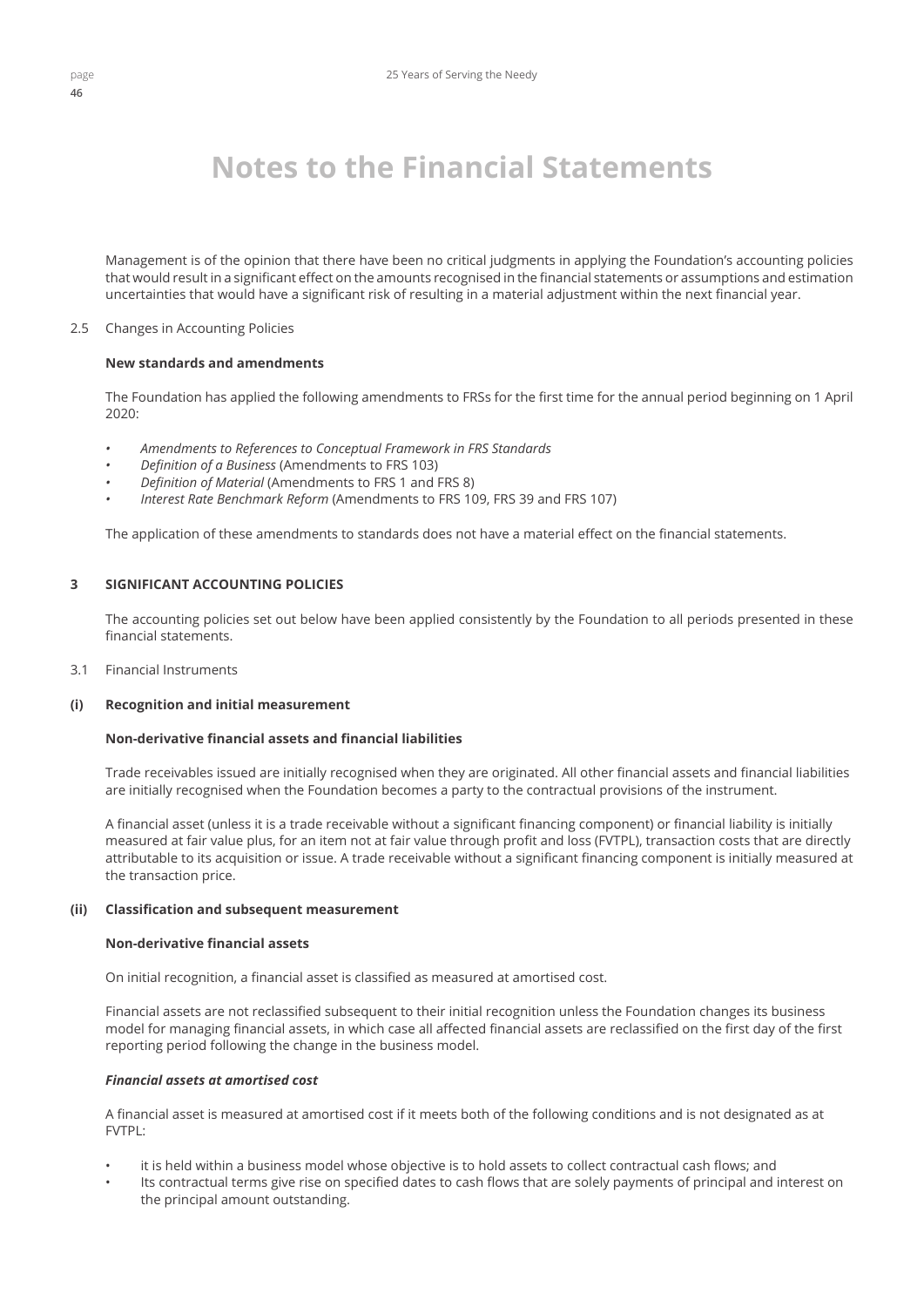# Notes to the Financial Statements

Management is of the opinion that there have been no critical judgments in applying the Foundation's accounting policies that would result in a significant effect on the amounts recognised in the financial statements or assumptions and estimation uncertainties that would have a significant risk of resulting in a material adjustment within the next financial year.

2.5 Changes in Accounting Policies

**New standards and amendments**

The Foundation has applied the following amendments to FRSs for the first time for the annual period beginning on 1 April 2020:

- *Amendments to References to Conceptual Framework in FRS Standards*
- *Definition of a Business* (Amendments to FRS 103)
- *Definition of Material* (Amendments to FRS 1 and FRS 8)
- *Interest Rate Benchmark Reform* (Amendments to FRS 109, FRS 39 and FRS 107)

The application of these amendments to standards does not have a material effect on the financial statements.

## 3 SIGNIFICANT ACCOUNTING POLICIES

The accounting policies set out below have been applied consistently by the Foundation to all periods presented in these financial statements.

3.1 Financial Instruments

**(i) Recognition and initial measurement**

**Non-derivative financial assets and financial liabilities**

Trade receivables issued are initially recognised when they are originated. All other financial assets and financial liabilities are initially recognised when the Foundation becomes a party to the contractual provisions of the instrument.

A financial asset (unless it is a trade receivable without a significant financing component) or financial liability is initially measured at fair value plus, for an item not at fair value through profit and loss (FVTPL), transaction costs that are directly attributable to its acquisition or issue. A trade receivable without a significant financing component is initially measured at the transaction price.

**(ii) Classification and subsequent measurement**

**Non-derivative financial assets**

On initial recognition, a financial asset is classified as measured at amortised cost.

Financial assets are not reclassified subsequent to their initial recognition unless the Foundation changes its business model for managing financial assets, in which case all affected financial assets are reclassified on the first day of the first reporting period following the change in the business model.

***Financial assets at amortised cost***

A financial asset is measured at amortised cost if it meets both of the following conditions and is not designated as at FVTPL:

- it is held within a business model whose objective is to hold assets to collect contractual cash flows; and
- Its contractual terms give rise on specified dates to cash flows that are solely payments of principal and interest on the principal amount outstanding.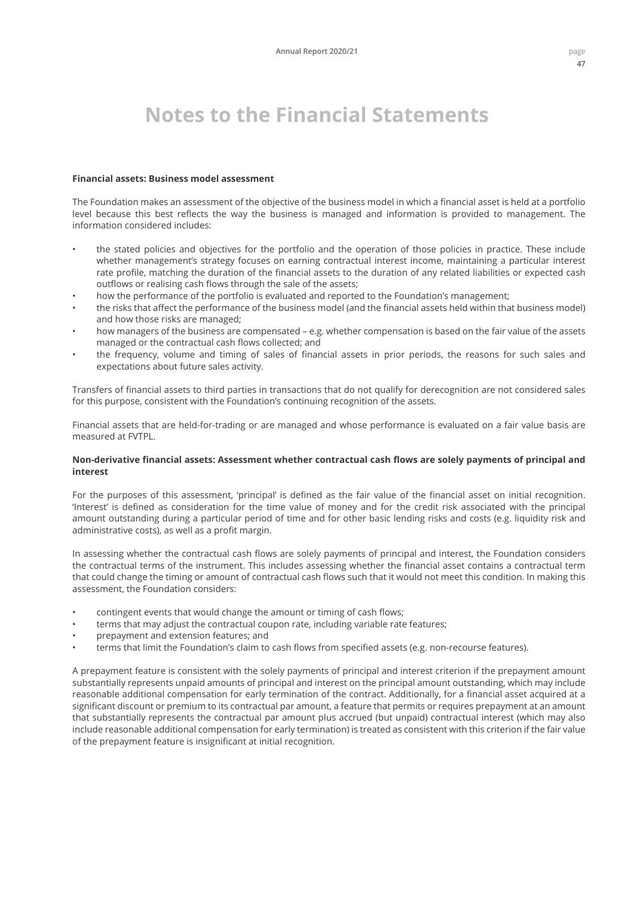# Notes to the Financial Statements

**Financial assets: Business model assessment**

The Foundation makes an assessment of the objective of the business model in which a financial asset is held at a portfolio level because this best reflects the way the business is managed and information is provided to management. The information considered includes:

- the stated policies and objectives for the portfolio and the operation of those policies in practice. These include whether management's strategy focuses on earning contractual interest income, maintaining a particular interest rate profile, matching the duration of the financial assets to the duration of any related liabilities or expected cash outflows or realising cash flows through the sale of the assets;
- how the performance of the portfolio is evaluated and reported to the Foundation's management;
- the risks that affect the performance of the business model (and the financial assets held within that business model) and how those risks are managed;
- how managers of the business are compensated – e.g. whether compensation is based on the fair value of the assets managed or the contractual cash flows collected; and
- the frequency, volume and timing of sales of financial assets in prior periods, the reasons for such sales and expectations about future sales activity.

Transfers of financial assets to third parties in transactions that do not qualify for derecognition are not considered sales for this purpose, consistent with the Foundation's continuing recognition of the assets.

Financial assets that are held-for-trading or are managed and whose performance is evaluated on a fair value basis are measured at FVTPL.

**Non-derivative financial assets: Assessment whether contractual cash flows are solely payments of principal and interest**

For the purposes of this assessment, 'principal' is defined as the fair value of the financial asset on initial recognition. 'Interest' is defined as consideration for the time value of money and for the credit risk associated with the principal amount outstanding during a particular period of time and for other basic lending risks and costs (e.g. liquidity risk and administrative costs), as well as a profit margin.

In assessing whether the contractual cash flows are solely payments of principal and interest, the Foundation considers the contractual terms of the instrument. This includes assessing whether the financial asset contains a contractual term that could change the timing or amount of contractual cash flows such that it would not meet this condition. In making this assessment, the Foundation considers:

- contingent events that would change the amount or timing of cash flows;
- terms that may adjust the contractual coupon rate, including variable rate features;
- prepayment and extension features; and
- terms that limit the Foundation's claim to cash flows from specified assets (e.g. non-recourse features).

A prepayment feature is consistent with the solely payments of principal and interest criterion if the prepayment amount substantially represents unpaid amounts of principal and interest on the principal amount outstanding, which may include reasonable additional compensation for early termination of the contract. Additionally, for a financial asset acquired at a significant discount or premium to its contractual par amount, a feature that permits or requires prepayment at an amount that substantially represents the contractual par amount plus accrued (but unpaid) contractual interest (which may also include reasonable additional compensation for early termination) is treated as consistent with this criterion if the fair value of the prepayment feature is insignificant at initial recognition.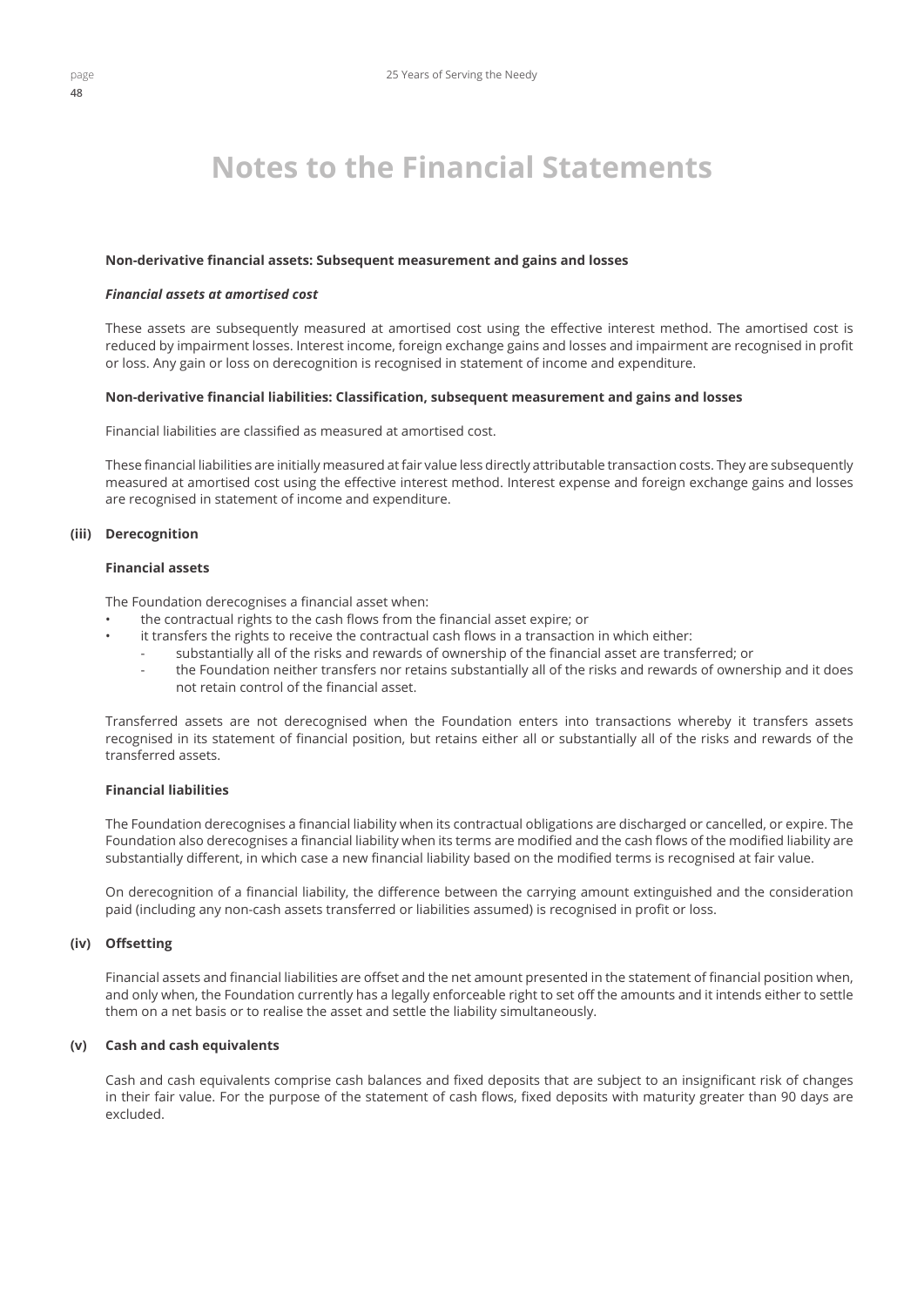# Notes to the Financial Statements

**Non-derivative financial assets: Subsequent measurement and gains and losses**

***Financial assets at amortised cost***

These assets are subsequently measured at amortised cost using the effective interest method. The amortised cost is reduced by impairment losses. Interest income, foreign exchange gains and losses and impairment are recognised in profit or loss. Any gain or loss on derecognition is recognised in statement of income and expenditure.

**Non-derivative financial liabilities: Classification, subsequent measurement and gains and losses**

Financial liabilities are classified as measured at amortised cost.

These financial liabilities are initially measured at fair value less directly attributable transaction costs. They are subsequently measured at amortised cost using the effective interest method. Interest expense and foreign exchange gains and losses are recognised in statement of income and expenditure.

**(iii) Derecognition**

**Financial assets**

The Foundation derecognises a financial asset when:

- the contractual rights to the cash flows from the financial asset expire; or
- it transfers the rights to receive the contractual cash flows in a transaction in which either:
  - substantially all of the risks and rewards of ownership of the financial asset are transferred; or
  - the Foundation neither transfers nor retains substantially all of the risks and rewards of ownership and it does not retain control of the financial asset.

Transferred assets are not derecognised when the Foundation enters into transactions whereby it transfers assets recognised in its statement of financial position, but retains either all or substantially all of the risks and rewards of the transferred assets.

**Financial liabilities**

The Foundation derecognises a financial liability when its contractual obligations are discharged or cancelled, or expire. The Foundation also derecognises a financial liability when its terms are modified and the cash flows of the modified liability are substantially different, in which case a new financial liability based on the modified terms is recognised at fair value.

On derecognition of a financial liability, the difference between the carrying amount extinguished and the consideration paid (including any non-cash assets transferred or liabilities assumed) is recognised in profit or loss.

**(iv) Offsetting**

Financial assets and financial liabilities are offset and the net amount presented in the statement of financial position when, and only when, the Foundation currently has a legally enforceable right to set off the amounts and it intends either to settle them on a net basis or to realise the asset and settle the liability simultaneously.

**(v) Cash and cash equivalents**

Cash and cash equivalents comprise cash balances and fixed deposits that are subject to an insignificant risk of changes in their fair value. For the purpose of the statement of cash flows, fixed deposits with maturity greater than 90 days are excluded.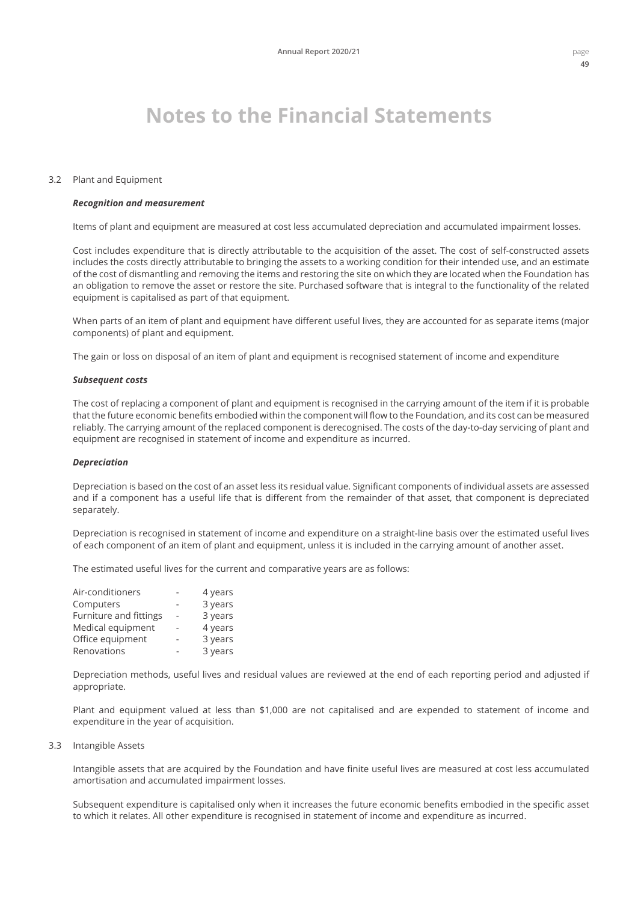# Notes to the Financial Statements

3.2 Plant and Equipment

***Recognition and measurement***

Items of plant and equipment are measured at cost less accumulated depreciation and accumulated impairment losses.

Cost includes expenditure that is directly attributable to the acquisition of the asset. The cost of self-constructed assets includes the costs directly attributable to bringing the assets to a working condition for their intended use, and an estimate of the cost of dismantling and removing the items and restoring the site on which they are located when the Foundation has an obligation to remove the asset or restore the site. Purchased software that is integral to the functionality of the related equipment is capitalised as part of that equipment.

When parts of an item of plant and equipment have different useful lives, they are accounted for as separate items (major components) of plant and equipment.

The gain or loss on disposal of an item of plant and equipment is recognised statement of income and expenditure

***Subsequent costs***

The cost of replacing a component of plant and equipment is recognised in the carrying amount of the item if it is probable that the future economic benefits embodied within the component will flow to the Foundation, and its cost can be measured reliably. The carrying amount of the replaced component is derecognised. The costs of the day-to-day servicing of plant and equipment are recognised in statement of income and expenditure as incurred.

***Depreciation***

Depreciation is based on the cost of an asset less its residual value. Significant components of individual assets are assessed and if a component has a useful life that is different from the remainder of that asset, that component is depreciated separately.

Depreciation is recognised in statement of income and expenditure on a straight-line basis over the estimated useful lives of each component of an item of plant and equipment, unless it is included in the carrying amount of another asset.

The estimated useful lives for the current and comparative years are as follows:

| | | |
|---|---|---|
| Air-conditioners | - | 4 years |
| Computers | - | 3 years |
| Furniture and fittings | - | 3 years |
| Medical equipment | - | 4 years |
| Office equipment | - | 3 years |
| Renovations | - | 3 years |

Depreciation methods, useful lives and residual values are reviewed at the end of each reporting period and adjusted if appropriate.

Plant and equipment valued at less than $1,000 are not capitalised and are expended to statement of income and expenditure in the year of acquisition.

3.3 Intangible Assets

Intangible assets that are acquired by the Foundation and have finite useful lives are measured at cost less accumulated amortisation and accumulated impairment losses.

Subsequent expenditure is capitalised only when it increases the future economic benefits embodied in the specific asset to which it relates. All other expenditure is recognised in statement of income and expenditure as incurred.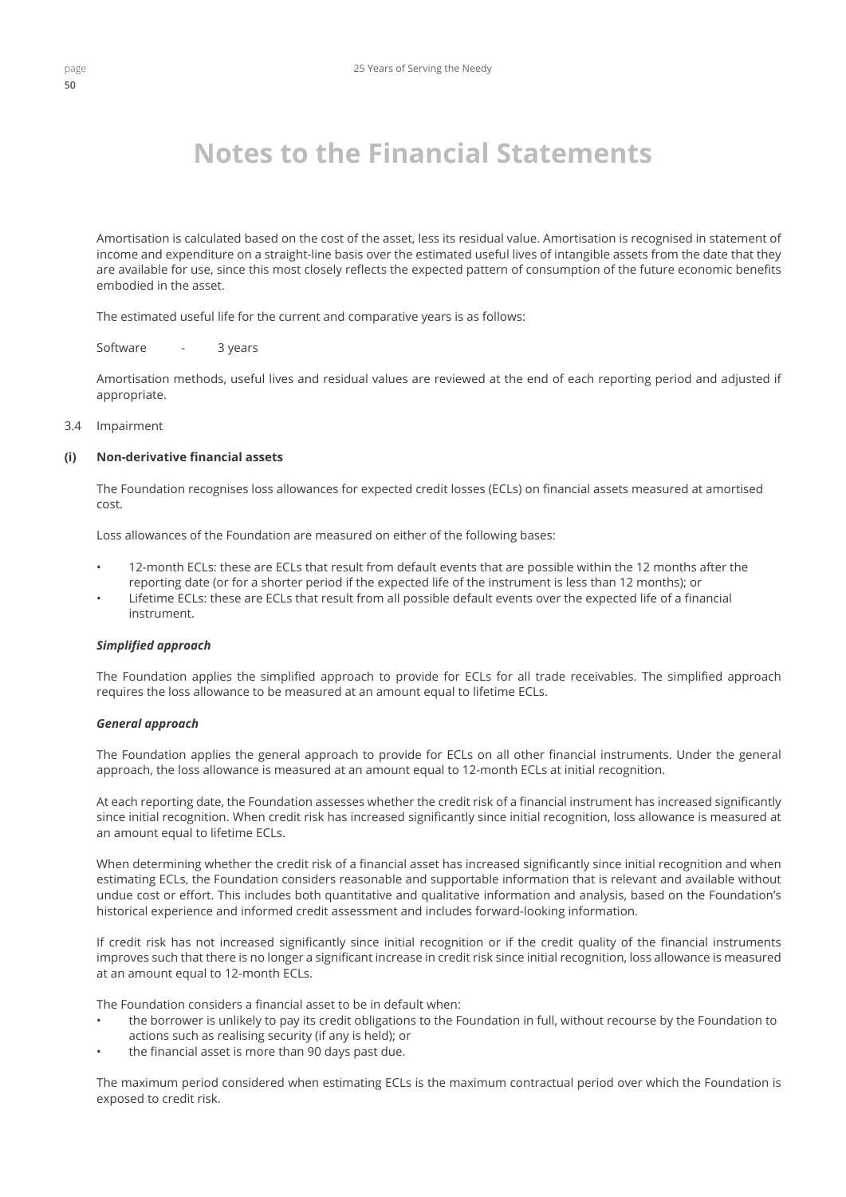# Notes to the Financial Statements

Amortisation is calculated based on the cost of the asset, less its residual value. Amortisation is recognised in statement of income and expenditure on a straight-line basis over the estimated useful lives of intangible assets from the date that they are available for use, since this most closely reflects the expected pattern of consumption of the future economic benefits embodied in the asset.

The estimated useful life for the current and comparative years is as follows:

Software - 3 years

Amortisation methods, useful lives and residual values are reviewed at the end of each reporting period and adjusted if appropriate.

3.4 Impairment

**(i) Non-derivative financial assets**

The Foundation recognises loss allowances for expected credit losses (ECLs) on financial assets measured at amortised cost.

Loss allowances of the Foundation are measured on either of the following bases:

- 12-month ECLs: these are ECLs that result from default events that are possible within the 12 months after the reporting date (or for a shorter period if the expected life of the instrument is less than 12 months); or
- Lifetime ECLs: these are ECLs that result from all possible default events over the expected life of a financial instrument.

***Simplified approach***

The Foundation applies the simplified approach to provide for ECLs for all trade receivables. The simplified approach requires the loss allowance to be measured at an amount equal to lifetime ECLs.

***General approach***

The Foundation applies the general approach to provide for ECLs on all other financial instruments. Under the general approach, the loss allowance is measured at an amount equal to 12-month ECLs at initial recognition.

At each reporting date, the Foundation assesses whether the credit risk of a financial instrument has increased significantly since initial recognition. When credit risk has increased significantly since initial recognition, loss allowance is measured at an amount equal to lifetime ECLs.

When determining whether the credit risk of a financial asset has increased significantly since initial recognition and when estimating ECLs, the Foundation considers reasonable and supportable information that is relevant and available without undue cost or effort. This includes both quantitative and qualitative information and analysis, based on the Foundation's historical experience and informed credit assessment and includes forward-looking information.

If credit risk has not increased significantly since initial recognition or if the credit quality of the financial instruments improves such that there is no longer a significant increase in credit risk since initial recognition, loss allowance is measured at an amount equal to 12-month ECLs.

The Foundation considers a financial asset to be in default when:

- the borrower is unlikely to pay its credit obligations to the Foundation in full, without recourse by the Foundation to actions such as realising security (if any is held); or
- the financial asset is more than 90 days past due.

The maximum period considered when estimating ECLs is the maximum contractual period over which the Foundation is exposed to credit risk.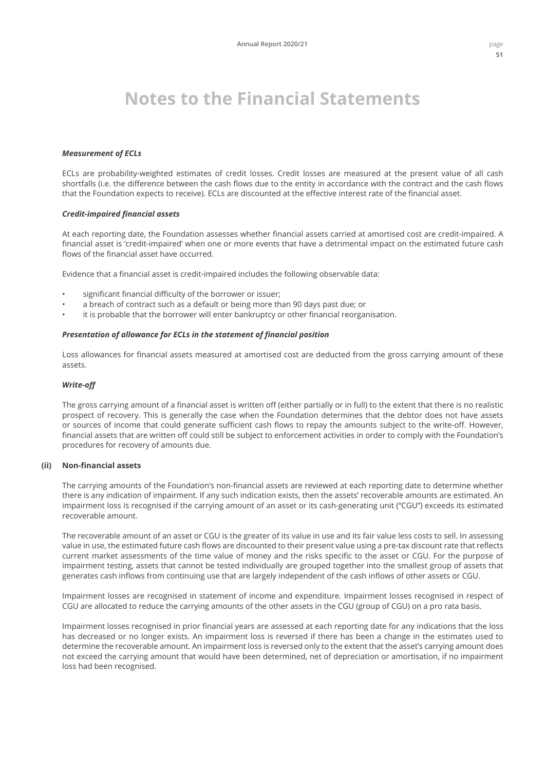# Notes to the Financial Statements

***Measurement of ECLs***

ECLs are probability-weighted estimates of credit losses. Credit losses are measured at the present value of all cash shortfalls (i.e. the difference between the cash flows due to the entity in accordance with the contract and the cash flows that the Foundation expects to receive). ECLs are discounted at the effective interest rate of the financial asset.

***Credit-impaired financial assets***

At each reporting date, the Foundation assesses whether financial assets carried at amortised cost are credit-impaired. A financial asset is 'credit-impaired' when one or more events that have a detrimental impact on the estimated future cash flows of the financial asset have occurred.

Evidence that a financial asset is credit-impaired includes the following observable data:

- significant financial difficulty of the borrower or issuer;
- a breach of contract such as a default or being more than 90 days past due; or
- it is probable that the borrower will enter bankruptcy or other financial reorganisation.

***Presentation of allowance for ECLs in the statement of financial position***

Loss allowances for financial assets measured at amortised cost are deducted from the gross carrying amount of these assets.

***Write-off***

The gross carrying amount of a financial asset is written off (either partially or in full) to the extent that there is no realistic prospect of recovery. This is generally the case when the Foundation determines that the debtor does not have assets or sources of income that could generate sufficient cash flows to repay the amounts subject to the write-off. However, financial assets that are written off could still be subject to enforcement activities in order to comply with the Foundation's procedures for recovery of amounts due.

**(ii) Non-financial assets**

The carrying amounts of the Foundation's non-financial assets are reviewed at each reporting date to determine whether there is any indication of impairment. If any such indication exists, then the assets' recoverable amounts are estimated. An impairment loss is recognised if the carrying amount of an asset or its cash-generating unit ("CGU") exceeds its estimated recoverable amount.

The recoverable amount of an asset or CGU is the greater of its value in use and its fair value less costs to sell. In assessing value in use, the estimated future cash flows are discounted to their present value using a pre-tax discount rate that reflects current market assessments of the time value of money and the risks specific to the asset or CGU. For the purpose of impairment testing, assets that cannot be tested individually are grouped together into the smallest group of assets that generates cash inflows from continuing use that are largely independent of the cash inflows of other assets or CGU.

Impairment losses are recognised in statement of income and expenditure. Impairment losses recognised in respect of CGU are allocated to reduce the carrying amounts of the other assets in the CGU (group of CGU) on a pro rata basis.

Impairment losses recognised in prior financial years are assessed at each reporting date for any indications that the loss has decreased or no longer exists. An impairment loss is reversed if there has been a change in the estimates used to determine the recoverable amount. An impairment loss is reversed only to the extent that the asset's carrying amount does not exceed the carrying amount that would have been determined, net of depreciation or amortisation, if no impairment loss had been recognised.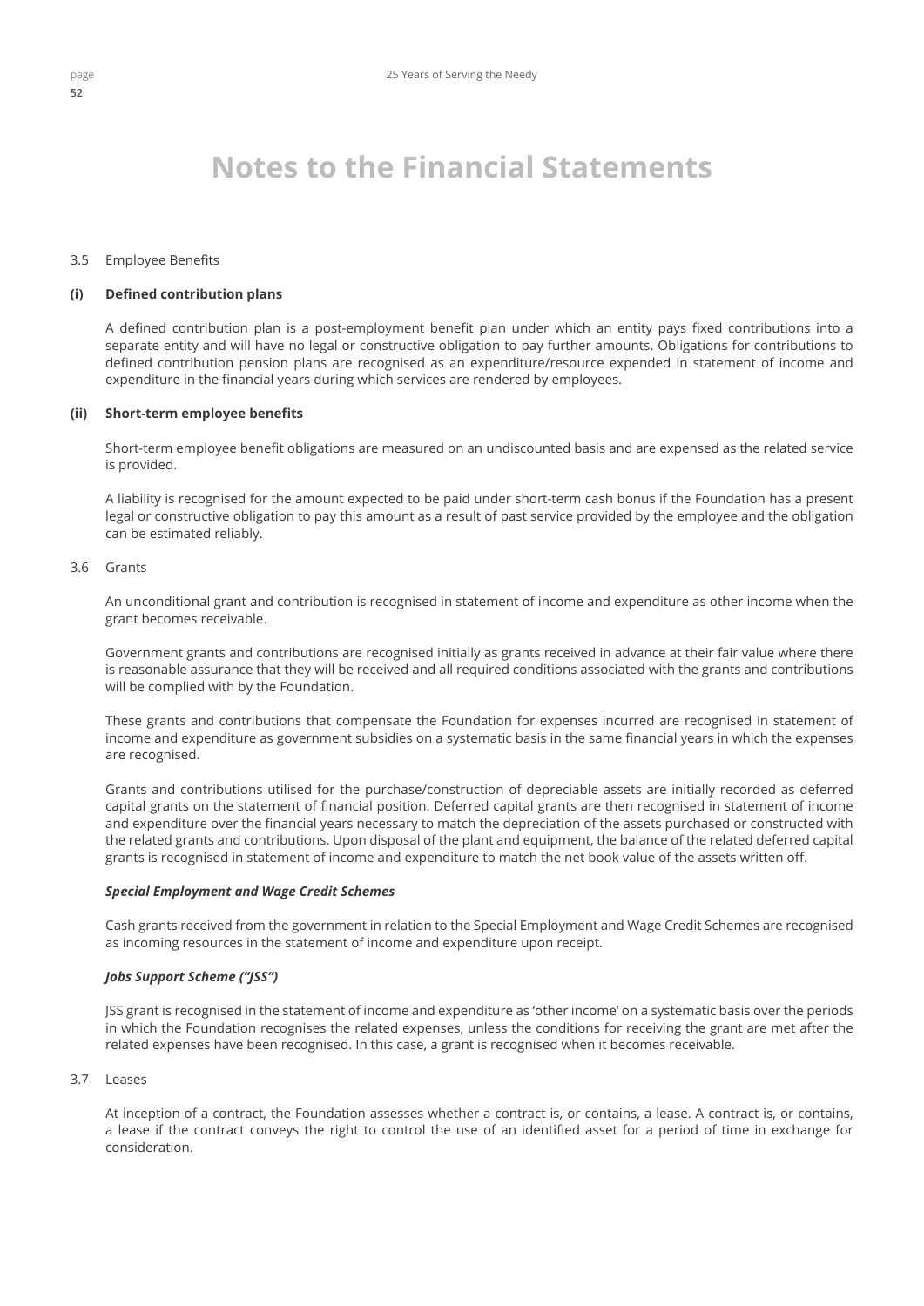# Notes to the Financial Statements

3.5 Employee Benefits

**(i) Defined contribution plans**

A defined contribution plan is a post-employment benefit plan under which an entity pays fixed contributions into a separate entity and will have no legal or constructive obligation to pay further amounts. Obligations for contributions to defined contribution pension plans are recognised as an expenditure/resource expended in statement of income and expenditure in the financial years during which services are rendered by employees.

**(ii) Short-term employee benefits**

Short-term employee benefit obligations are measured on an undiscounted basis and are expensed as the related service is provided.

A liability is recognised for the amount expected to be paid under short-term cash bonus if the Foundation has a present legal or constructive obligation to pay this amount as a result of past service provided by the employee and the obligation can be estimated reliably.

3.6 Grants

An unconditional grant and contribution is recognised in statement of income and expenditure as other income when the grant becomes receivable.

Government grants and contributions are recognised initially as grants received in advance at their fair value where there is reasonable assurance that they will be received and all required conditions associated with the grants and contributions will be complied with by the Foundation.

These grants and contributions that compensate the Foundation for expenses incurred are recognised in statement of income and expenditure as government subsidies on a systematic basis in the same financial years in which the expenses are recognised.

Grants and contributions utilised for the purchase/construction of depreciable assets are initially recorded as deferred capital grants on the statement of financial position. Deferred capital grants are then recognised in statement of income and expenditure over the financial years necessary to match the depreciation of the assets purchased or constructed with the related grants and contributions. Upon disposal of the plant and equipment, the balance of the related deferred capital grants is recognised in statement of income and expenditure to match the net book value of the assets written off.

***Special Employment and Wage Credit Schemes***

Cash grants received from the government in relation to the Special Employment and Wage Credit Schemes are recognised as incoming resources in the statement of income and expenditure upon receipt.

***Jobs Support Scheme ("JSS")***

JSS grant is recognised in the statement of income and expenditure as 'other income' on a systematic basis over the periods in which the Foundation recognises the related expenses, unless the conditions for receiving the grant are met after the related expenses have been recognised. In this case, a grant is recognised when it becomes receivable.

3.7 Leases

At inception of a contract, the Foundation assesses whether a contract is, or contains, a lease. A contract is, or contains, a lease if the contract conveys the right to control the use of an identified asset for a period of time in exchange for consideration.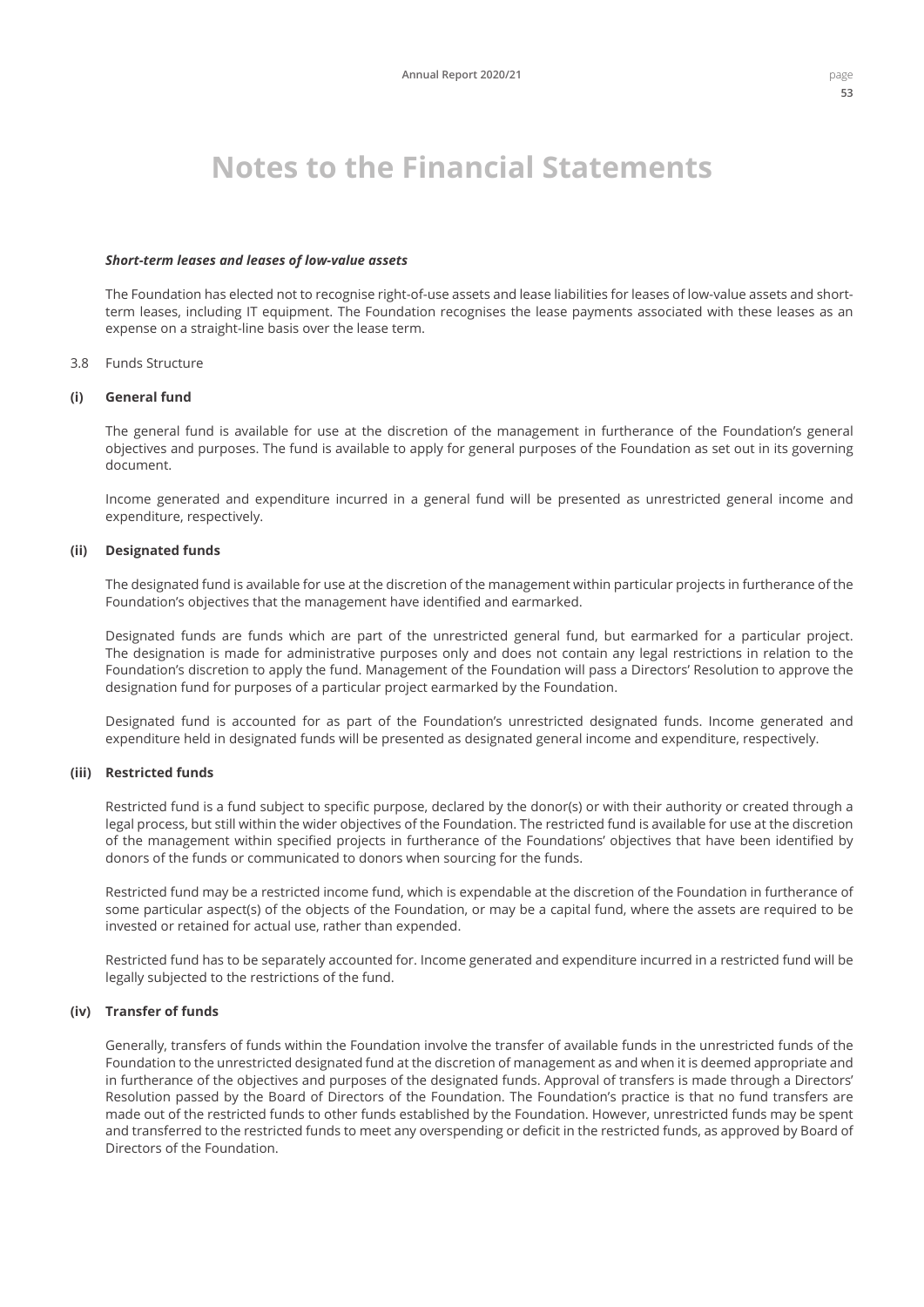# Notes to the Financial Statements

***Short-term leases and leases of low-value assets***

The Foundation has elected not to recognise right-of-use assets and lease liabilities for leases of low-value assets and short-term leases, including IT equipment. The Foundation recognises the lease payments associated with these leases as an expense on a straight-line basis over the lease term.

3.8 Funds Structure

**(i) General fund**

The general fund is available for use at the discretion of the management in furtherance of the Foundation's general objectives and purposes. The fund is available to apply for general purposes of the Foundation as set out in its governing document.

Income generated and expenditure incurred in a general fund will be presented as unrestricted general income and expenditure, respectively.

**(ii) Designated funds**

The designated fund is available for use at the discretion of the management within particular projects in furtherance of the Foundation's objectives that the management have identified and earmarked.

Designated funds are funds which are part of the unrestricted general fund, but earmarked for a particular project. The designation is made for administrative purposes only and does not contain any legal restrictions in relation to the Foundation's discretion to apply the fund. Management of the Foundation will pass a Directors' Resolution to approve the designation fund for purposes of a particular project earmarked by the Foundation.

Designated fund is accounted for as part of the Foundation's unrestricted designated funds. Income generated and expenditure held in designated funds will be presented as designated general income and expenditure, respectively.

**(iii) Restricted funds**

Restricted fund is a fund subject to specific purpose, declared by the donor(s) or with their authority or created through a legal process, but still within the wider objectives of the Foundation. The restricted fund is available for use at the discretion of the management within specified projects in furtherance of the Foundations' objectives that have been identified by donors of the funds or communicated to donors when sourcing for the funds.

Restricted fund may be a restricted income fund, which is expendable at the discretion of the Foundation in furtherance of some particular aspect(s) of the objects of the Foundation, or may be a capital fund, where the assets are required to be invested or retained for actual use, rather than expended.

Restricted fund has to be separately accounted for. Income generated and expenditure incurred in a restricted fund will be legally subjected to the restrictions of the fund.

**(iv) Transfer of funds**

Generally, transfers of funds within the Foundation involve the transfer of available funds in the unrestricted funds of the Foundation to the unrestricted designated fund at the discretion of management as and when it is deemed appropriate and in furtherance of the objectives and purposes of the designated funds. Approval of transfers is made through a Directors' Resolution passed by the Board of Directors of the Foundation. The Foundation's practice is that no fund transfers are made out of the restricted funds to other funds established by the Foundation. However, unrestricted funds may be spent and transferred to the restricted funds to meet any overspending or deficit in the restricted funds, as approved by Board of Directors of the Foundation.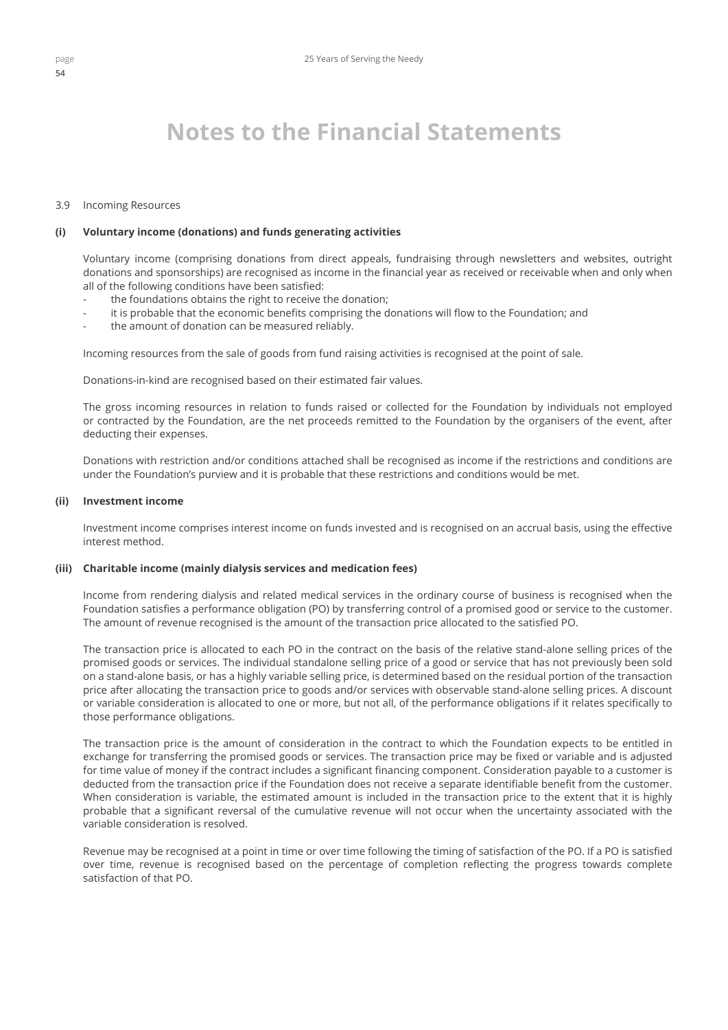# Notes to the Financial Statements

3.9 Incoming Resources

**(i) Voluntary income (donations) and funds generating activities**

Voluntary income (comprising donations from direct appeals, fundraising through newsletters and websites, outright donations and sponsorships) are recognised as income in the financial year as received or receivable when and only when all of the following conditions have been satisfied:

- the foundations obtains the right to receive the donation;
- it is probable that the economic benefits comprising the donations will flow to the Foundation; and
- the amount of donation can be measured reliably.

Incoming resources from the sale of goods from fund raising activities is recognised at the point of sale.

Donations-in-kind are recognised based on their estimated fair values.

The gross incoming resources in relation to funds raised or collected for the Foundation by individuals not employed or contracted by the Foundation, are the net proceeds remitted to the Foundation by the organisers of the event, after deducting their expenses.

Donations with restriction and/or conditions attached shall be recognised as income if the restrictions and conditions are under the Foundation's purview and it is probable that these restrictions and conditions would be met.

**(ii) Investment income**

Investment income comprises interest income on funds invested and is recognised on an accrual basis, using the effective interest method.

**(iii) Charitable income (mainly dialysis services and medication fees)**

Income from rendering dialysis and related medical services in the ordinary course of business is recognised when the Foundation satisfies a performance obligation (PO) by transferring control of a promised good or service to the customer. The amount of revenue recognised is the amount of the transaction price allocated to the satisfied PO.

The transaction price is allocated to each PO in the contract on the basis of the relative stand-alone selling prices of the promised goods or services. The individual standalone selling price of a good or service that has not previously been sold on a stand-alone basis, or has a highly variable selling price, is determined based on the residual portion of the transaction price after allocating the transaction price to goods and/or services with observable stand-alone selling prices. A discount or variable consideration is allocated to one or more, but not all, of the performance obligations if it relates specifically to those performance obligations.

The transaction price is the amount of consideration in the contract to which the Foundation expects to be entitled in exchange for transferring the promised goods or services. The transaction price may be fixed or variable and is adjusted for time value of money if the contract includes a significant financing component. Consideration payable to a customer is deducted from the transaction price if the Foundation does not receive a separate identifiable benefit from the customer. When consideration is variable, the estimated amount is included in the transaction price to the extent that it is highly probable that a significant reversal of the cumulative revenue will not occur when the uncertainty associated with the variable consideration is resolved.

Revenue may be recognised at a point in time or over time following the timing of satisfaction of the PO. If a PO is satisfied over time, revenue is recognised based on the percentage of completion reflecting the progress towards complete satisfaction of that PO.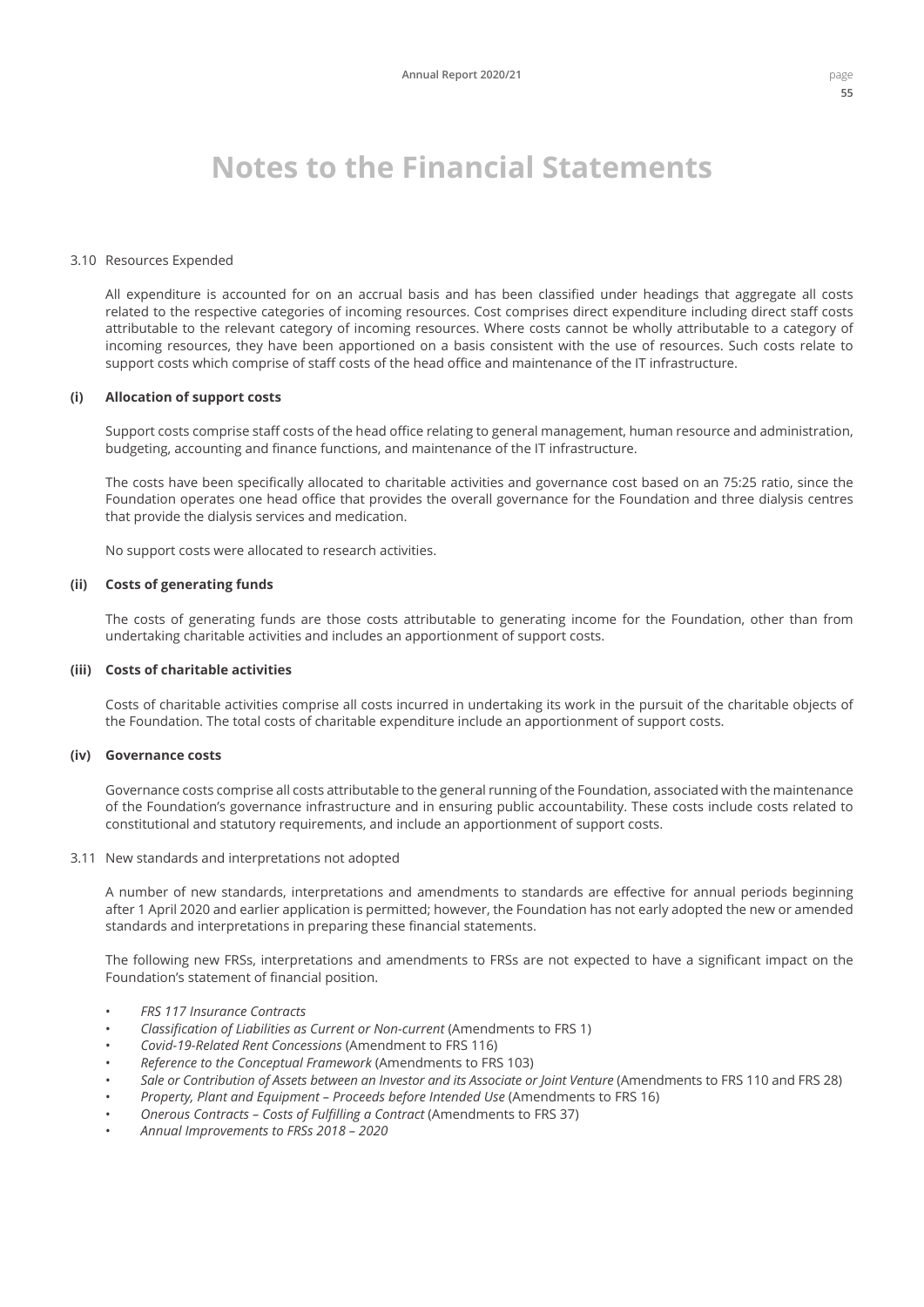# Notes to the Financial Statements

3.10 Resources Expended

All expenditure is accounted for on an accrual basis and has been classified under headings that aggregate all costs related to the respective categories of incoming resources. Cost comprises direct expenditure including direct staff costs attributable to the relevant category of incoming resources. Where costs cannot be wholly attributable to a category of incoming resources, they have been apportioned on a basis consistent with the use of resources. Such costs relate to support costs which comprise of staff costs of the head office and maintenance of the IT infrastructure.

**(i) Allocation of support costs**

Support costs comprise staff costs of the head office relating to general management, human resource and administration, budgeting, accounting and finance functions, and maintenance of the IT infrastructure.

The costs have been specifically allocated to charitable activities and governance cost based on an 75:25 ratio, since the Foundation operates one head office that provides the overall governance for the Foundation and three dialysis centres that provide the dialysis services and medication.

No support costs were allocated to research activities.

**(ii) Costs of generating funds**

The costs of generating funds are those costs attributable to generating income for the Foundation, other than from undertaking charitable activities and includes an apportionment of support costs.

**(iii) Costs of charitable activities**

Costs of charitable activities comprise all costs incurred in undertaking its work in the pursuit of the charitable objects of the Foundation. The total costs of charitable expenditure include an apportionment of support costs.

**(iv) Governance costs**

Governance costs comprise all costs attributable to the general running of the Foundation, associated with the maintenance of the Foundation's governance infrastructure and in ensuring public accountability. These costs include costs related to constitutional and statutory requirements, and include an apportionment of support costs.

3.11 New standards and interpretations not adopted

A number of new standards, interpretations and amendments to standards are effective for annual periods beginning after 1 April 2020 and earlier application is permitted; however, the Foundation has not early adopted the new or amended standards and interpretations in preparing these financial statements.

The following new FRSs, interpretations and amendments to FRSs are not expected to have a significant impact on the Foundation's statement of financial position.

- *FRS 117 Insurance Contracts*
- *Classification of Liabilities as Current or Non-current* (Amendments to FRS 1)
- *Covid-19-Related Rent Concessions* (Amendment to FRS 116)
- *Reference to the Conceptual Framework* (Amendments to FRS 103)
- *Sale or Contribution of Assets between an Investor and its Associate or Joint Venture* (Amendments to FRS 110 and FRS 28)
- *Property, Plant and Equipment – Proceeds before Intended Use* (Amendments to FRS 16)
- *Onerous Contracts – Costs of Fulfilling a Contract* (Amendments to FRS 37)
- *Annual Improvements to FRSs 2018 – 2020*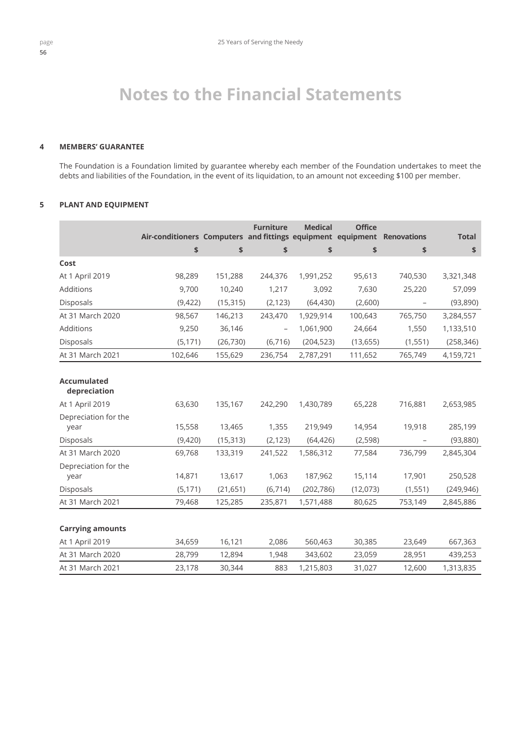# Notes to the Financial Statements

## 4 MEMBERS' GUARANTEE

The Foundation is a Foundation limited by guarantee whereby each member of the Foundation undertakes to meet the debts and liabilities of the Foundation, in the event of its liquidation, to an amount not exceeding $100 per member.

## 5 PLANT AND EQUIPMENT

| | Air-conditioners | Computers | Furniture and fittings | Medical equipment | Office equipment | Renovations | Total |
|---|---|---|---|---|---|---|---|
| | $ | $ | $ | $ | $ | $ | $ |
| **Cost** | | | | | | | |
| At 1 April 2019 | 98,289 | 151,288 | 244,376 | 1,991,252 | 95,613 | 740,530 | 3,321,348 |
| Additions | 9,700 | 10,240 | 1,217 | 3,092 | 7,630 | 25,220 | 57,099 |
| Disposals | (9,422) | (15,315) | (2,123) | (64,430) | (2,600) | – | (93,890) |
| At 31 March 2020 | 98,567 | 146,213 | 243,470 | 1,929,914 | 100,643 | 765,750 | 3,284,557 |
| Additions | 9,250 | 36,146 | – | 1,061,900 | 24,664 | 1,550 | 1,133,510 |
| Disposals | (5,171) | (26,730) | (6,716) | (204,523) | (13,655) | (1,551) | (258,346) |
| At 31 March 2021 | 102,646 | 155,629 | 236,754 | 2,787,291 | 111,652 | 765,749 | 4,159,721 |
| | | | | | | | |
| **Accumulated depreciation** | | | | | | | |
| At 1 April 2019 | 63,630 | 135,167 | 242,290 | 1,430,789 | 65,228 | 716,881 | 2,653,985 |
| Depreciation for the year | 15,558 | 13,465 | 1,355 | 219,949 | 14,954 | 19,918 | 285,199 |
| Disposals | (9,420) | (15,313) | (2,123) | (64,426) | (2,598) | – | (93,880) |
| At 31 March 2020 | 69,768 | 133,319 | 241,522 | 1,586,312 | 77,584 | 736,799 | 2,845,304 |
| Depreciation for the year | 14,871 | 13,617 | 1,063 | 187,962 | 15,114 | 17,901 | 250,528 |
| Disposals | (5,171) | (21,651) | (6,714) | (202,786) | (12,073) | (1,551) | (249,946) |
| At 31 March 2021 | 79,468 | 125,285 | 235,871 | 1,571,488 | 80,625 | 753,149 | 2,845,886 |
| | | | | | | | |
| **Carrying amounts** | | | | | | | |
| At 1 April 2019 | 34,659 | 16,121 | 2,086 | 560,463 | 30,385 | 23,649 | 667,363 |
| At 31 March 2020 | 28,799 | 12,894 | 1,948 | 343,602 | 23,059 | 28,951 | 439,253 |
| At 31 March 2021 | 23,178 | 30,344 | 883 | 1,215,803 | 31,027 | 12,600 | 1,313,835 |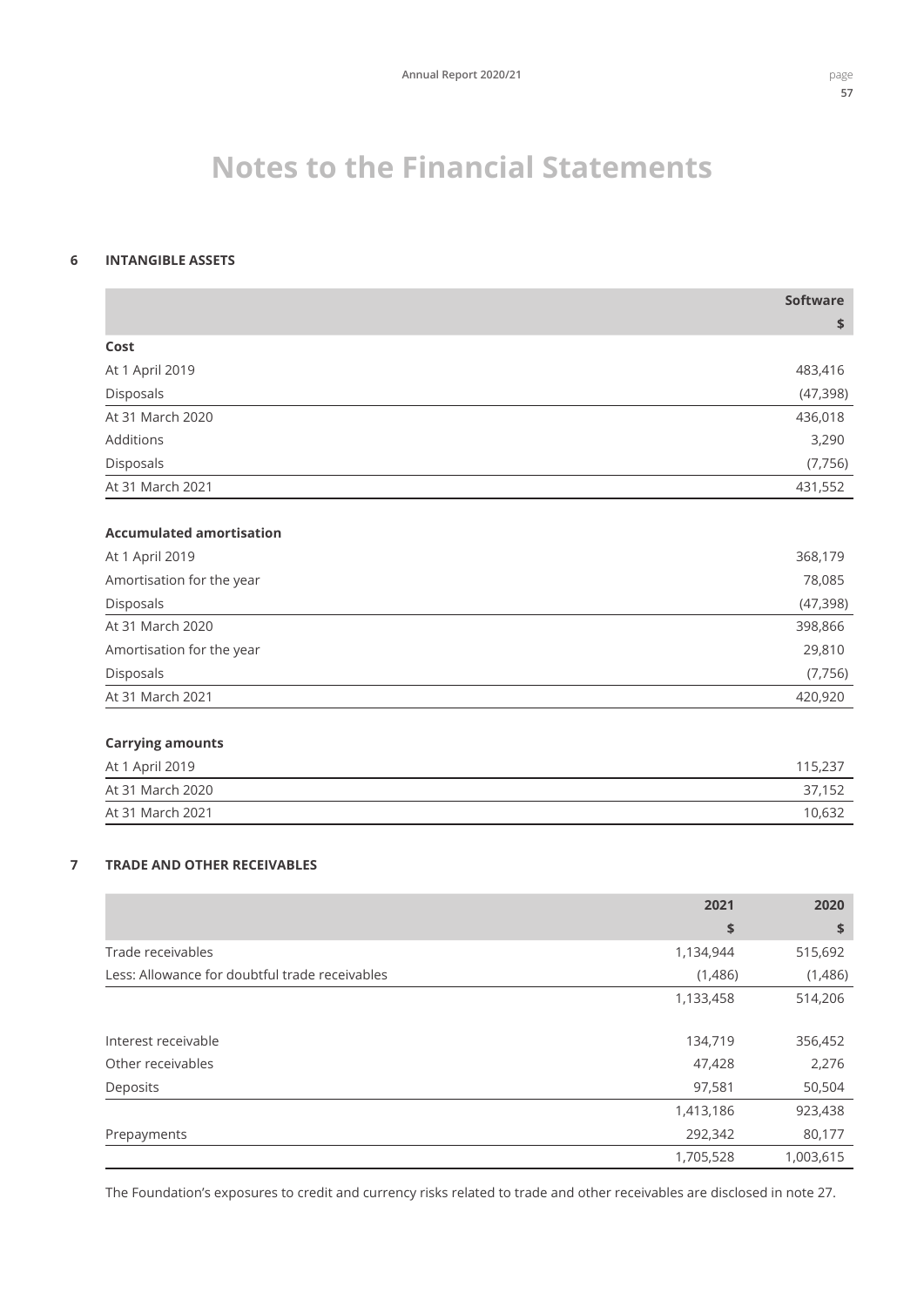# Notes to the Financial Statements

## 6 INTANGIBLE ASSETS

| | Software |
|---|---|
| | $ |
| **Cost** | |
| At 1 April 2019 | 483,416 |
| Disposals | (47,398) |
| At 31 March 2020 | 436,018 |
| Additions | 3,290 |
| Disposals | (7,756) |
| At 31 March 2021 | 431,552 |
| | |
| **Accumulated amortisation** | |
| At 1 April 2019 | 368,179 |
| Amortisation for the year | 78,085 |
| Disposals | (47,398) |
| At 31 March 2020 | 398,866 |
| Amortisation for the year | 29,810 |
| Disposals | (7,756) |
| At 31 March 2021 | 420,920 |
| | |
| **Carrying amounts** | |
| At 1 April 2019 | 115,237 |
| At 31 March 2020 | 37,152 |
| At 31 March 2021 | 10,632 |

## 7 TRADE AND OTHER RECEIVABLES

| | 2021 | 2020 |
|---|---|---|
| | $ | $ |
| Trade receivables | 1,134,944 | 515,692 |
| Less: Allowance for doubtful trade receivables | (1,486) | (1,486) |
| | 1,133,458 | 514,206 |
| | | |
| Interest receivable | 134,719 | 356,452 |
| Other receivables | 47,428 | 2,276 |
| Deposits | 97,581 | 50,504 |
| | 1,413,186 | 923,438 |
| Prepayments | 292,342 | 80,177 |
| | 1,705,528 | 1,003,615 |

The Foundation's exposures to credit and currency risks related to trade and other receivables are disclosed in note 27.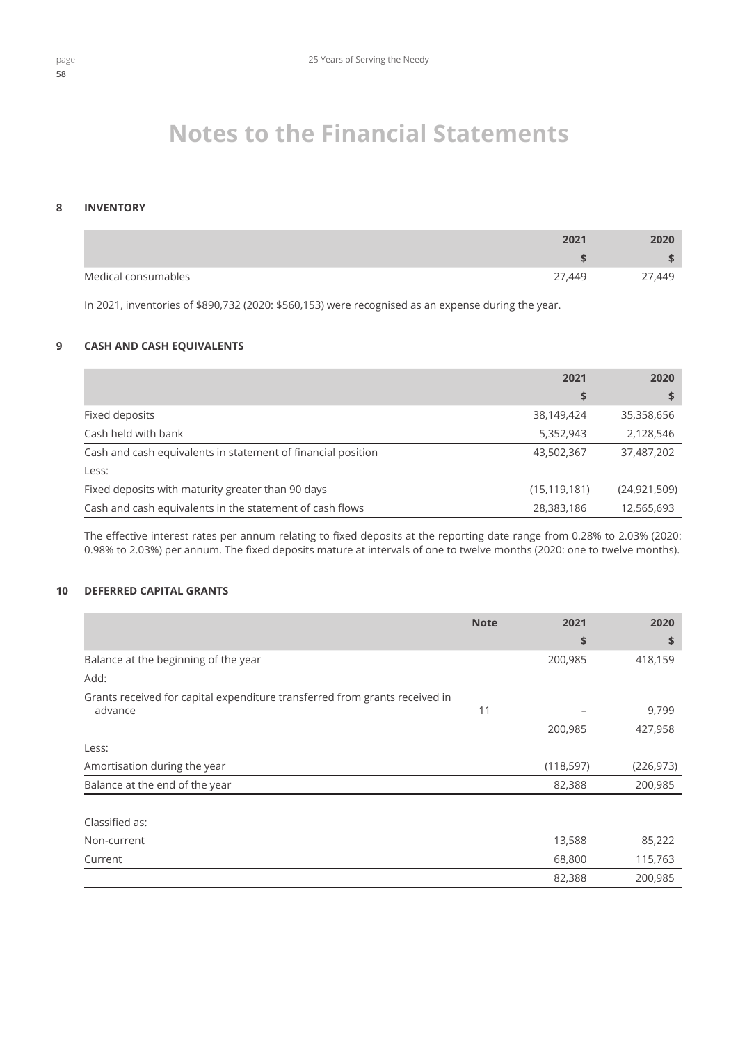# Notes to the Financial Statements

## 8 INVENTORY

| | 2021 | 2020 |
|---|---|---|
| | $ | $ |
| Medical consumables | 27,449 | 27,449 |

In 2021, inventories of $890,732 (2020: $560,153) were recognised as an expense during the year.

## 9 CASH AND CASH EQUIVALENTS

| | 2021 | 2020 |
|---|---|---|
| | $ | $ |
| Fixed deposits | 38,149,424 | 35,358,656 |
| Cash held with bank | 5,352,943 | 2,128,546 |
| Cash and cash equivalents in statement of financial position | 43,502,367 | 37,487,202 |
| Less: | | |
| Fixed deposits with maturity greater than 90 days | (15,119,181) | (24,921,509) |
| Cash and cash equivalents in the statement of cash flows | 28,383,186 | 12,565,693 |

The effective interest rates per annum relating to fixed deposits at the reporting date range from 0.28% to 2.03% (2020: 0.98% to 2.03%) per annum. The fixed deposits mature at intervals of one to twelve months (2020: one to twelve months).

## 10 DEFERRED CAPITAL GRANTS

| | Note | 2021 | 2020 |
|---|---|---|---|
| | | $ | $ |
| Balance at the beginning of the year | | 200,985 | 418,159 |
| Add: | | | |
| Grants received for capital expenditure transferred from grants received in advance | 11 | – | 9,799 |
| | | 200,985 | 427,958 |
| Less: | | | |
| Amortisation during the year | | (118,597) | (226,973) |
| Balance at the end of the year | | 82,388 | 200,985 |
| | | | |
| Classified as: | | | |
| Non-current | | 13,588 | 85,222 |
| Current | | 68,800 | 115,763 |
| | | 82,388 | 200,985 |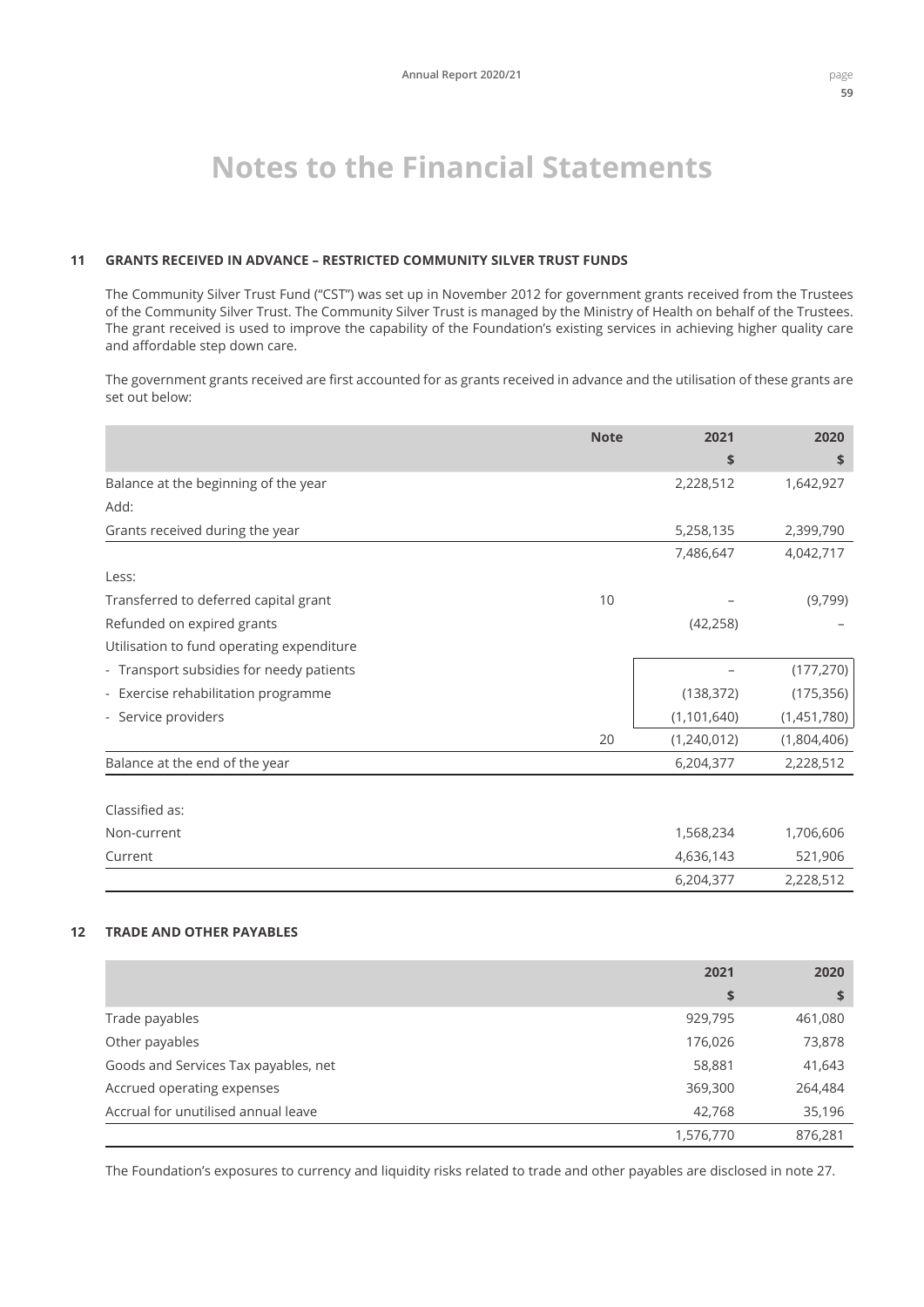# Notes to the Financial Statements

## 11 GRANTS RECEIVED IN ADVANCE – RESTRICTED COMMUNITY SILVER TRUST FUNDS

The Community Silver Trust Fund ("CST") was set up in November 2012 for government grants received from the Trustees of the Community Silver Trust. The Community Silver Trust is managed by the Ministry of Health on behalf of the Trustees. The grant received is used to improve the capability of the Foundation's existing services in achieving higher quality care and affordable step down care.

The government grants received are first accounted for as grants received in advance and the utilisation of these grants are set out below:

| | Note | 2021<br>$ | 2020<br>$ |
|---|---|---|---|
| Balance at the beginning of the year | | 2,228,512 | 1,642,927 |
| Add: | | | |
| Grants received during the year | | 5,258,135 | 2,399,790 |
| | | 7,486,647 | 4,042,717 |
| Less: | | | |
| Transferred to deferred capital grant | 10 | – | (9,799) |
| Refunded on expired grants | | (42,258) | – |
| Utilisation to fund operating expenditure | | | |
| - Transport subsidies for needy patients | | – | (177,270) |
| - Exercise rehabilitation programme | | (138,372) | (175,356) |
| - Service providers | | (1,101,640) | (1,451,780) |
| | 20 | (1,240,012) | (1,804,406) |
| Balance at the end of the year | | 6,204,377 | 2,228,512 |
| | | | |
| Classified as: | | | |
| Non-current | | 1,568,234 | 1,706,606 |
| Current | | 4,636,143 | 521,906 |
| | | 6,204,377 | 2,228,512 |

## 12 TRADE AND OTHER PAYABLES

| | 2021<br>$ | 2020<br>$ |
|---|---|---|
| Trade payables | 929,795 | 461,080 |
| Other payables | 176,026 | 73,878 |
| Goods and Services Tax payables, net | 58,881 | 41,643 |
| Accrued operating expenses | 369,300 | 264,484 |
| Accrual for unutilised annual leave | 42,768 | 35,196 |
| | 1,576,770 | 876,281 |

The Foundation's exposures to currency and liquidity risks related to trade and other payables are disclosed in note 27.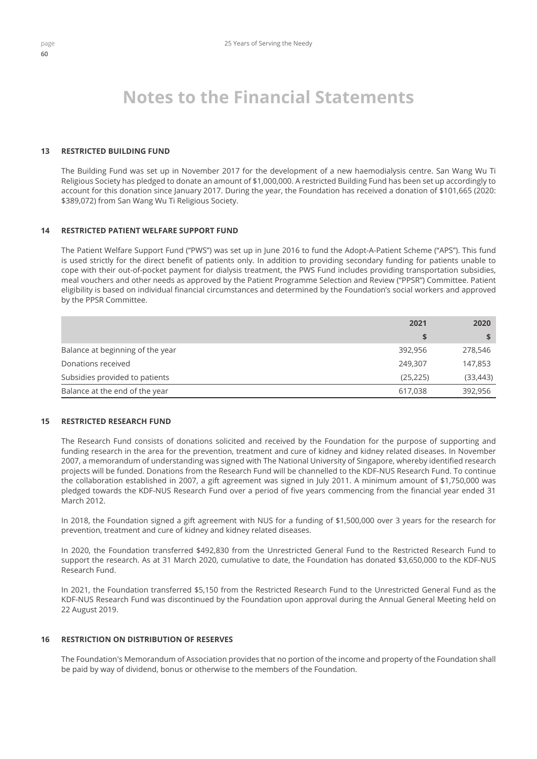# Notes to the Financial Statements

## 13 RESTRICTED BUILDING FUND

The Building Fund was set up in November 2017 for the development of a new haemodialysis centre. San Wang Wu Ti Religious Society has pledged to donate an amount of $1,000,000. A restricted Building Fund has been set up accordingly to account for this donation since January 2017. During the year, the Foundation has received a donation of $101,665 (2020: $389,072) from San Wang Wu Ti Religious Society.

## 14 RESTRICTED PATIENT WELFARE SUPPORT FUND

The Patient Welfare Support Fund ("PWS") was set up in June 2016 to fund the Adopt-A-Patient Scheme ("APS"). This fund is used strictly for the direct benefit of patients only. In addition to providing secondary funding for patients unable to cope with their out-of-pocket payment for dialysis treatment, the PWS Fund includes providing transportation subsidies, meal vouchers and other needs as approved by the Patient Programme Selection and Review ("PPSR") Committee. Patient eligibility is based on individual financial circumstances and determined by the Foundation's social workers and approved by the PPSR Committee.

| | 2021 | 2020 |
|---|---|---|
| | $ | $ |
| Balance at beginning of the year | 392,956 | 278,546 |
| Donations received | 249,307 | 147,853 |
| Subsidies provided to patients | (25,225) | (33,443) |
| Balance at the end of the year | 617,038 | 392,956 |

## 15 RESTRICTED RESEARCH FUND

The Research Fund consists of donations solicited and received by the Foundation for the purpose of supporting and funding research in the area for the prevention, treatment and cure of kidney and kidney related diseases. In November 2007, a memorandum of understanding was signed with The National University of Singapore, whereby identified research projects will be funded. Donations from the Research Fund will be channelled to the KDF-NUS Research Fund. To continue the collaboration established in 2007, a gift agreement was signed in July 2011. A minimum amount of $1,750,000 was pledged towards the KDF-NUS Research Fund over a period of five years commencing from the financial year ended 31 March 2012.

In 2018, the Foundation signed a gift agreement with NUS for a funding of $1,500,000 over 3 years for the research for prevention, treatment and cure of kidney and kidney related diseases.

In 2020, the Foundation transferred $492,830 from the Unrestricted General Fund to the Restricted Research Fund to support the research. As at 31 March 2020, cumulative to date, the Foundation has donated $3,650,000 to the KDF-NUS Research Fund.

In 2021, the Foundation transferred $5,150 from the Restricted Research Fund to the Unrestricted General Fund as the KDF-NUS Research Fund was discontinued by the Foundation upon approval during the Annual General Meeting held on 22 August 2019.

## 16 RESTRICTION ON DISTRIBUTION OF RESERVES

The Foundation's Memorandum of Association provides that no portion of the income and property of the Foundation shall be paid by way of dividend, bonus or otherwise to the members of the Foundation.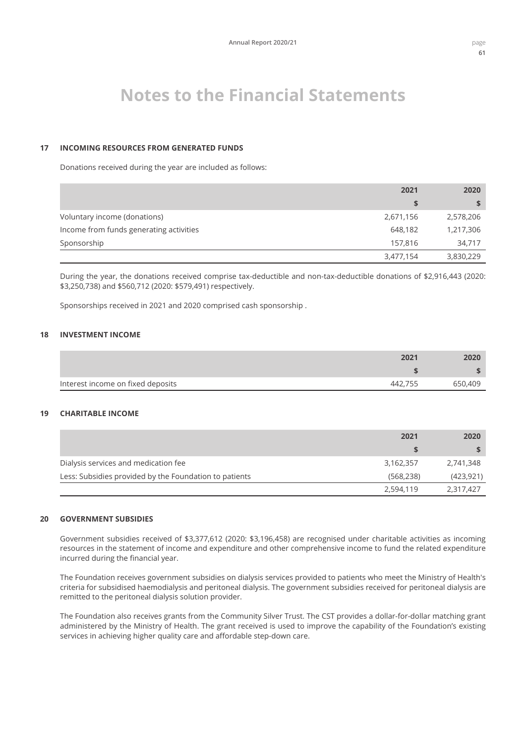# Notes to the Financial Statements

## 17 INCOMING RESOURCES FROM GENERATED FUNDS

Donations received during the year are included as follows:

| | 2021 | 2020 |
|---|---|---|
| | $ | $ |
| Voluntary income (donations) | 2,671,156 | 2,578,206 |
| Income from funds generating activities | 648,182 | 1,217,306 |
| Sponsorship | 157,816 | 34,717 |
| | 3,477,154 | 3,830,229 |

During the year, the donations received comprise tax-deductible and non-tax-deductible donations of $2,916,443 (2020: $3,250,738) and $560,712 (2020: $579,491) respectively.

Sponsorships received in 2021 and 2020 comprised cash sponsorship .

## 18 INVESTMENT INCOME

| | 2021 | 2020 |
|---|---|---|
| | $ | $ |
| Interest income on fixed deposits | 442,755 | 650,409 |

## 19 CHARITABLE INCOME

| | 2021 | 2020 |
|---|---|---|
| | $ | $ |
| Dialysis services and medication fee | 3,162,357 | 2,741,348 |
| Less: Subsidies provided by the Foundation to patients | (568,238) | (423,921) |
| | 2,594,119 | 2,317,427 |

## 20 GOVERNMENT SUBSIDIES

Government subsidies received of $3,377,612 (2020: $3,196,458) are recognised under charitable activities as incoming resources in the statement of income and expenditure and other comprehensive income to fund the related expenditure incurred during the financial year.

The Foundation receives government subsidies on dialysis services provided to patients who meet the Ministry of Health's criteria for subsidised haemodialysis and peritoneal dialysis. The government subsidies received for peritoneal dialysis are remitted to the peritoneal dialysis solution provider.

The Foundation also receives grants from the Community Silver Trust. The CST provides a dollar-for-dollar matching grant administered by the Ministry of Health. The grant received is used to improve the capability of the Foundation's existing services in achieving higher quality care and affordable step-down care.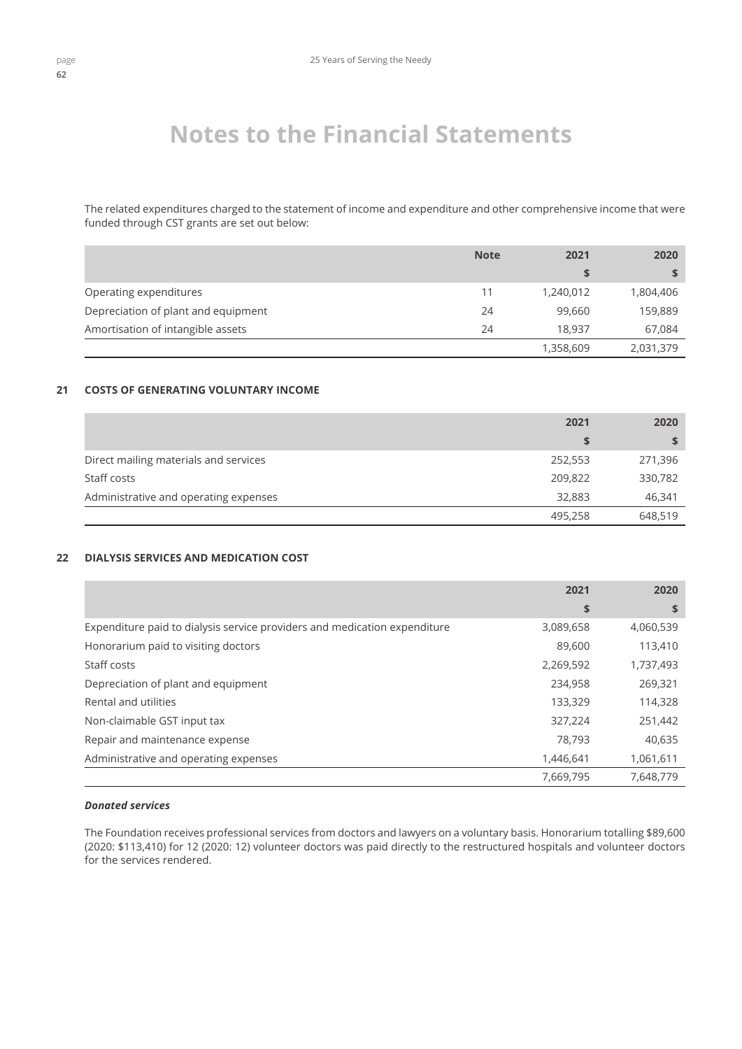# Notes to the Financial Statements

The related expenditures charged to the statement of income and expenditure and other comprehensive income that were funded through CST grants are set out below:

| | Note | 2021 | 2020 |
|---|---|---|---|
| | | $ | $ |
| Operating expenditures | 11 | 1,240,012 | 1,804,406 |
| Depreciation of plant and equipment | 24 | 99,660 | 159,889 |
| Amortisation of intangible assets | 24 | 18,937 | 67,084 |
| | | 1,358,609 | 2,031,379 |

## 21 COSTS OF GENERATING VOLUNTARY INCOME

| | 2021 | 2020 |
|---|---|---|
| | $ | $ |
| Direct mailing materials and services | 252,553 | 271,396 |
| Staff costs | 209,822 | 330,782 |
| Administrative and operating expenses | 32,883 | 46,341 |
| | 495,258 | 648,519 |

## 22 DIALYSIS SERVICES AND MEDICATION COST

| | 2021 | 2020 |
|---|---|---|
| | $ | $ |
| Expenditure paid to dialysis service providers and medication expenditure | 3,089,658 | 4,060,539 |
| Honorarium paid to visiting doctors | 89,600 | 113,410 |
| Staff costs | 2,269,592 | 1,737,493 |
| Depreciation of plant and equipment | 234,958 | 269,321 |
| Rental and utilities | 133,329 | 114,328 |
| Non-claimable GST input tax | 327,224 | 251,442 |
| Repair and maintenance expense | 78,793 | 40,635 |
| Administrative and operating expenses | 1,446,641 | 1,061,611 |
| | 7,669,795 | 7,648,779 |

***Donated services***

The Foundation receives professional services from doctors and lawyers on a voluntary basis. Honorarium totalling $89,600 (2020: $113,410) for 12 (2020: 12) volunteer doctors was paid directly to the restructured hospitals and volunteer doctors for the services rendered.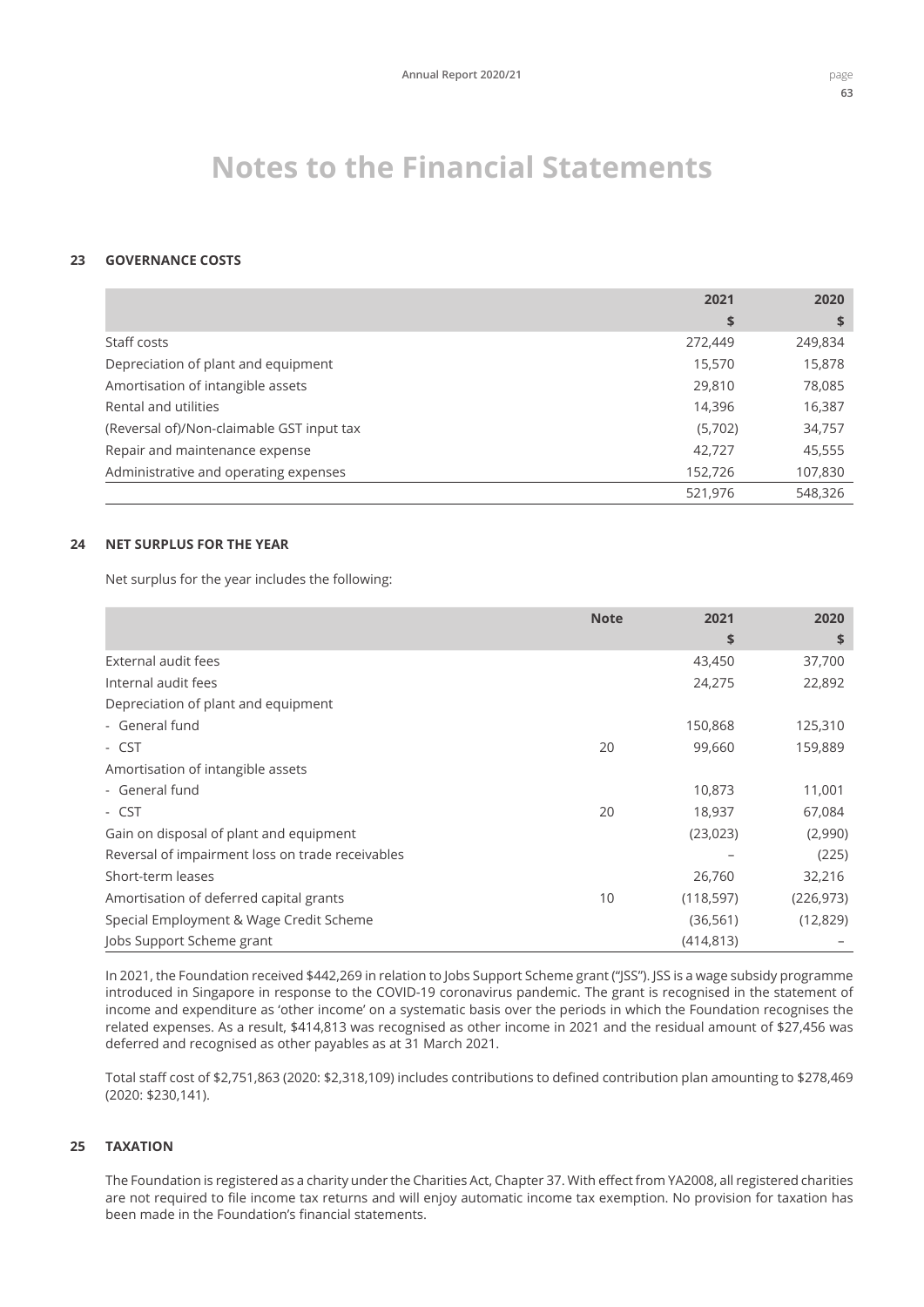# Notes to the Financial Statements

## 23 GOVERNANCE COSTS

| | 2021 | 2020 |
|---|---|---|
| | $ | $ |
| Staff costs | 272,449 | 249,834 |
| Depreciation of plant and equipment | 15,570 | 15,878 |
| Amortisation of intangible assets | 29,810 | 78,085 |
| Rental and utilities | 14,396 | 16,387 |
| (Reversal of)/Non-claimable GST input tax | (5,702) | 34,757 |
| Repair and maintenance expense | 42,727 | 45,555 |
| Administrative and operating expenses | 152,726 | 107,830 |
| | 521,976 | 548,326 |

## 24 NET SURPLUS FOR THE YEAR

Net surplus for the year includes the following:

| | Note | 2021 | 2020 |
|---|---|---|---|
| | | $ | $ |
| External audit fees | | 43,450 | 37,700 |
| Internal audit fees | | 24,275 | 22,892 |
| Depreciation of plant and equipment | | | |
| - General fund | | 150,868 | 125,310 |
| - CST | 20 | 99,660 | 159,889 |
| Amortisation of intangible assets | | | |
| - General fund | | 10,873 | 11,001 |
| - CST | 20 | 18,937 | 67,084 |
| Gain on disposal of plant and equipment | | (23,023) | (2,990) |
| Reversal of impairment loss on trade receivables | | – | (225) |
| Short-term leases | | 26,760 | 32,216 |
| Amortisation of deferred capital grants | 10 | (118,597) | (226,973) |
| Special Employment & Wage Credit Scheme | | (36,561) | (12,829) |
| Jobs Support Scheme grant | | (414,813) | – |

In 2021, the Foundation received $442,269 in relation to Jobs Support Scheme grant ("JSS"). JSS is a wage subsidy programme introduced in Singapore in response to the COVID-19 coronavirus pandemic. The grant is recognised in the statement of income and expenditure as 'other income' on a systematic basis over the periods in which the Foundation recognises the related expenses. As a result, $414,813 was recognised as other income in 2021 and the residual amount of $27,456 was deferred and recognised as other payables as at 31 March 2021.

Total staff cost of $2,751,863 (2020: $2,318,109) includes contributions to defined contribution plan amounting to $278,469 (2020: $230,141).

## 25 TAXATION

The Foundation is registered as a charity under the Charities Act, Chapter 37. With effect from YA2008, all registered charities are not required to file income tax returns and will enjoy automatic income tax exemption. No provision for taxation has been made in the Foundation's financial statements.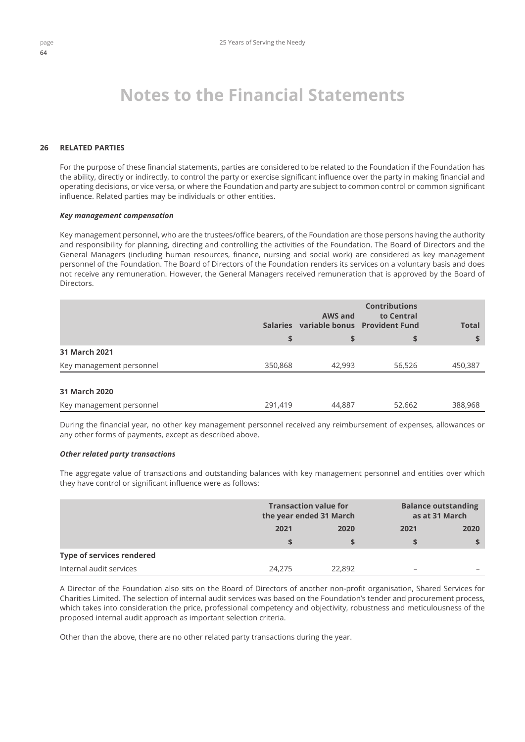# Notes to the Financial Statements

## 26 RELATED PARTIES

For the purpose of these financial statements, parties are considered to be related to the Foundation if the Foundation has the ability, directly or indirectly, to control the party or exercise significant influence over the party in making financial and operating decisions, or vice versa, or where the Foundation and party are subject to common control or common significant influence. Related parties may be individuals or other entities.

### *Key management compensation*

Key management personnel, who are the trustees/office bearers, of the Foundation are those persons having the authority and responsibility for planning, directing and controlling the activities of the Foundation. The Board of Directors and the General Managers (including human resources, finance, nursing and social work) are considered as key management personnel of the Foundation. The Board of Directors of the Foundation renders its services on a voluntary basis and does not receive any remuneration. However, the General Managers received remuneration that is approved by the Board of Directors.

| | Salaries | AWS and variable bonus | Contributions to Central Provident Fund | Total |
|---|---|---|---|---|
| | $ | $ | $ | $ |
| **31 March 2021** | | | | |
| Key management personnel | 350,868 | 42,993 | 56,526 | 450,387 |
| **31 March 2020** | | | | |
| Key management personnel | 291,419 | 44,887 | 52,662 | 388,968 |

During the financial year, no other key management personnel received any reimbursement of expenses, allowances or any other forms of payments, except as described above.

### *Other related party transactions*

The aggregate value of transactions and outstanding balances with key management personnel and entities over which they have control or significant influence were as follows:

| | Transaction value for the year ended 31 March | | Balance outstanding as at 31 March | |
|---|---|---|---|---|
| | 2021 | 2020 | 2021 | 2020 |
| | $ | $ | $ | $ |
| **Type of services rendered** | | | | |
| Internal audit services | 24,275 | 22,892 | – | – |

A Director of the Foundation also sits on the Board of Directors of another non-profit organisation, Shared Services for Charities Limited. The selection of internal audit services was based on the Foundation's tender and procurement process, which takes into consideration the price, professional competency and objectivity, robustness and meticulousness of the proposed internal audit approach as important selection criteria.

Other than the above, there are no other related party transactions during the year.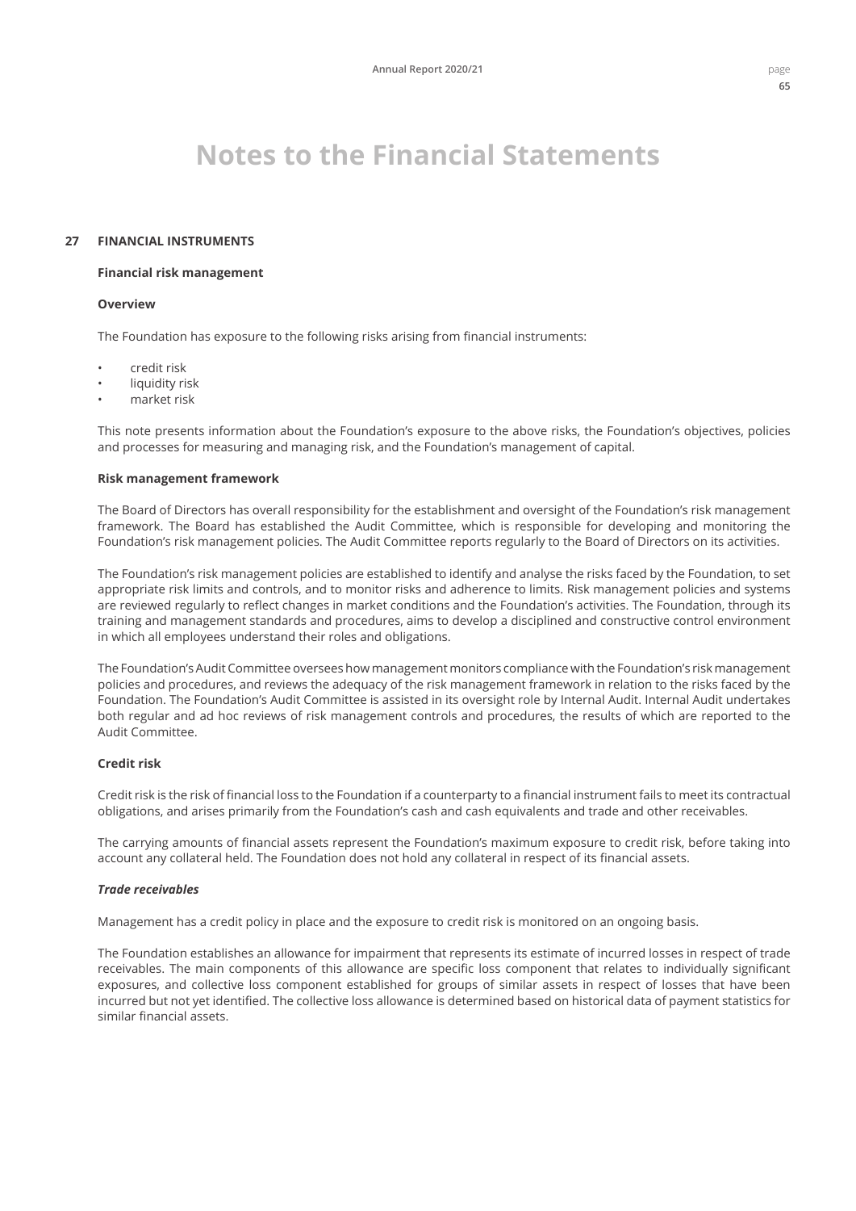# Notes to the Financial Statements

## 27 FINANCIAL INSTRUMENTS

### Financial risk management

#### Overview

The Foundation has exposure to the following risks arising from financial instruments:

- credit risk
- liquidity risk
- market risk

This note presents information about the Foundation's exposure to the above risks, the Foundation's objectives, policies and processes for measuring and managing risk, and the Foundation's management of capital.

#### Risk management framework

The Board of Directors has overall responsibility for the establishment and oversight of the Foundation's risk management framework. The Board has established the Audit Committee, which is responsible for developing and monitoring the Foundation's risk management policies. The Audit Committee reports regularly to the Board of Directors on its activities.

The Foundation's risk management policies are established to identify and analyse the risks faced by the Foundation, to set appropriate risk limits and controls, and to monitor risks and adherence to limits. Risk management policies and systems are reviewed regularly to reflect changes in market conditions and the Foundation's activities. The Foundation, through its training and management standards and procedures, aims to develop a disciplined and constructive control environment in which all employees understand their roles and obligations.

The Foundation's Audit Committee oversees how management monitors compliance with the Foundation's risk management policies and procedures, and reviews the adequacy of the risk management framework in relation to the risks faced by the Foundation. The Foundation's Audit Committee is assisted in its oversight role by Internal Audit. Internal Audit undertakes both regular and ad hoc reviews of risk management controls and procedures, the results of which are reported to the Audit Committee.

#### Credit risk

Credit risk is the risk of financial loss to the Foundation if a counterparty to a financial instrument fails to meet its contractual obligations, and arises primarily from the Foundation's cash and cash equivalents and trade and other receivables.

The carrying amounts of financial assets represent the Foundation's maximum exposure to credit risk, before taking into account any collateral held. The Foundation does not hold any collateral in respect of its financial assets.

***Trade receivables***

Management has a credit policy in place and the exposure to credit risk is monitored on an ongoing basis.

The Foundation establishes an allowance for impairment that represents its estimate of incurred losses in respect of trade receivables. The main components of this allowance are specific loss component that relates to individually significant exposures, and collective loss component established for groups of similar assets in respect of losses that have been incurred but not yet identified. The collective loss allowance is determined based on historical data of payment statistics for similar financial assets.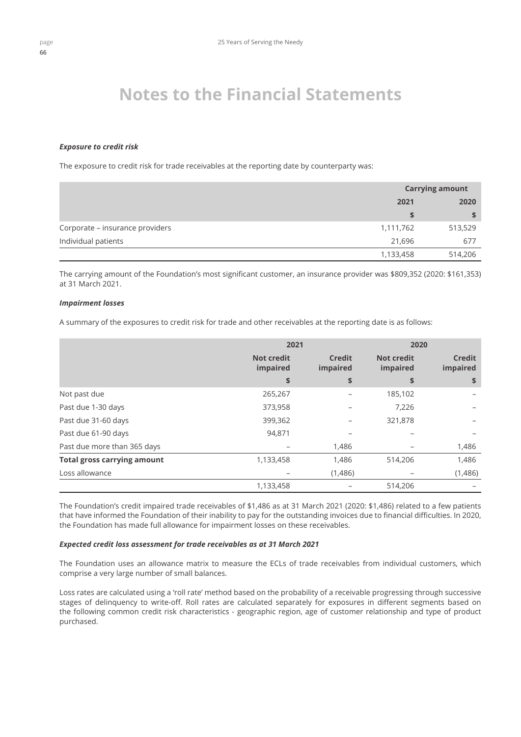# Notes to the Financial Statements

***Exposure to credit risk***

The exposure to credit risk for trade receivables at the reporting date by counterparty was:

| | Carrying amount | |
|---|---|---|
| | 2021 | 2020 |
| | $ | $ |
| Corporate – insurance providers | 1,111,762 | 513,529 |
| Individual patients | 21,696 | 677 |
| | 1,133,458 | 514,206 |

The carrying amount of the Foundation's most significant customer, an insurance provider was $809,352 (2020: $161,353) at 31 March 2021.

***Impairment losses***

A summary of the exposures to credit risk for trade and other receivables at the reporting date is as follows:

| | 2021 | | 2020 | |
|---|---|---|---|---|
| | Not credit impaired | Credit impaired | Not credit impaired | Credit impaired |
| | $ | $ | $ | $ |
| Not past due | 265,267 | – | 185,102 | – |
| Past due 1-30 days | 373,958 | – | 7,226 | – |
| Past due 31-60 days | 399,362 | – | 321,878 | – |
| Past due 61-90 days | 94,871 | – | – | – |
| Past due more than 365 days | – | 1,486 | – | 1,486 |
| **Total gross carrying amount** | 1,133,458 | 1,486 | 514,206 | 1,486 |
| Loss allowance | – | (1,486) | – | (1,486) |
| | 1,133,458 | – | 514,206 | – |

The Foundation's credit impaired trade receivables of $1,486 as at 31 March 2021 (2020: $1,486) related to a few patients that have informed the Foundation of their inability to pay for the outstanding invoices due to financial difficulties. In 2020, the Foundation has made full allowance for impairment losses on these receivables.

***Expected credit loss assessment for trade receivables as at 31 March 2021***

The Foundation uses an allowance matrix to measure the ECLs of trade receivables from individual customers, which comprise a very large number of small balances.

Loss rates are calculated using a 'roll rate' method based on the probability of a receivable progressing through successive stages of delinquency to write-off. Roll rates are calculated separately for exposures in different segments based on the following common credit risk characteristics - geographic region, age of customer relationship and type of product purchased.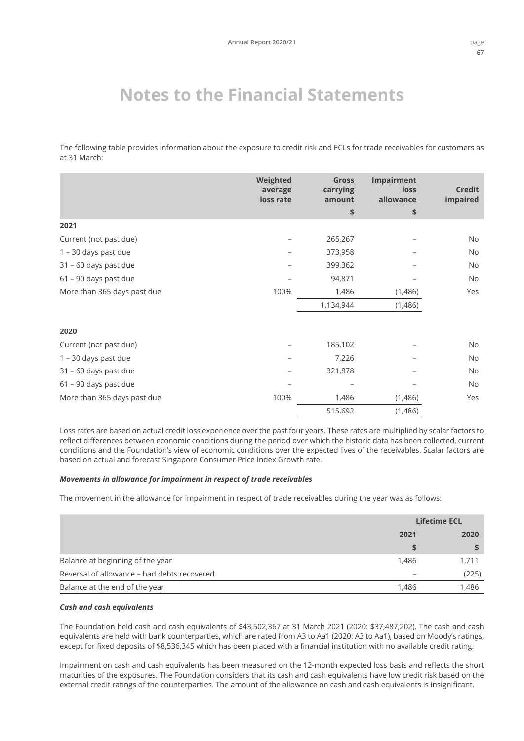# Notes to the Financial Statements

The following table provides information about the exposure to credit risk and ECLs for trade receivables for customers as at 31 March:

| | Weighted average loss rate | Gross carrying amount | Impairment loss allowance | Credit impaired |
|---|---|---|---|---|
| | | $ | $ | |
| **2021** | | | | |
| Current (not past due) | – | 265,267 | – | No |
| 1 – 30 days past due | – | 373,958 | – | No |
| 31 – 60 days past due | – | 399,362 | – | No |
| 61 – 90 days past due | – | 94,871 | – | No |
| More than 365 days past due | 100% | 1,486 | (1,486) | Yes |
| | | 1,134,944 | (1,486) | |
| **2020** | | | | |
| Current (not past due) | – | 185,102 | – | No |
| 1 – 30 days past due | – | 7,226 | – | No |
| 31 – 60 days past due | – | 321,878 | – | No |
| 61 – 90 days past due | – | – | – | No |
| More than 365 days past due | 100% | 1,486 | (1,486) | Yes |
| | | 515,692 | (1,486) | |

Loss rates are based on actual credit loss experience over the past four years. These rates are multiplied by scalar factors to reflect differences between economic conditions during the period over which the historic data has been collected, current conditions and the Foundation's view of economic conditions over the expected lives of the receivables. Scalar factors are based on actual and forecast Singapore Consumer Price Index Growth rate.

***Movements in allowance for impairment in respect of trade receivables***

The movement in the allowance for impairment in respect of trade receivables during the year was as follows:

| | Lifetime ECL | |
|---|---|---|
| | 2021 | 2020 |
| | $ | $ |
| Balance at beginning of the year | 1,486 | 1,711 |
| Reversal of allowance – bad debts recovered | – | (225) |
| Balance at the end of the year | 1,486 | 1,486 |

***Cash and cash equivalents***

The Foundation held cash and cash equivalents of $43,502,367 at 31 March 2021 (2020: $37,487,202). The cash and cash equivalents are held with bank counterparties, which are rated from A3 to Aa1 (2020: A3 to Aa1), based on Moody's ratings, except for fixed deposits of $8,536,345 which has been placed with a financial institution with no available credit rating.

Impairment on cash and cash equivalents has been measured on the 12-month expected loss basis and reflects the short maturities of the exposures. The Foundation considers that its cash and cash equivalents have low credit risk based on the external credit ratings of the counterparties. The amount of the allowance on cash and cash equivalents is insignificant.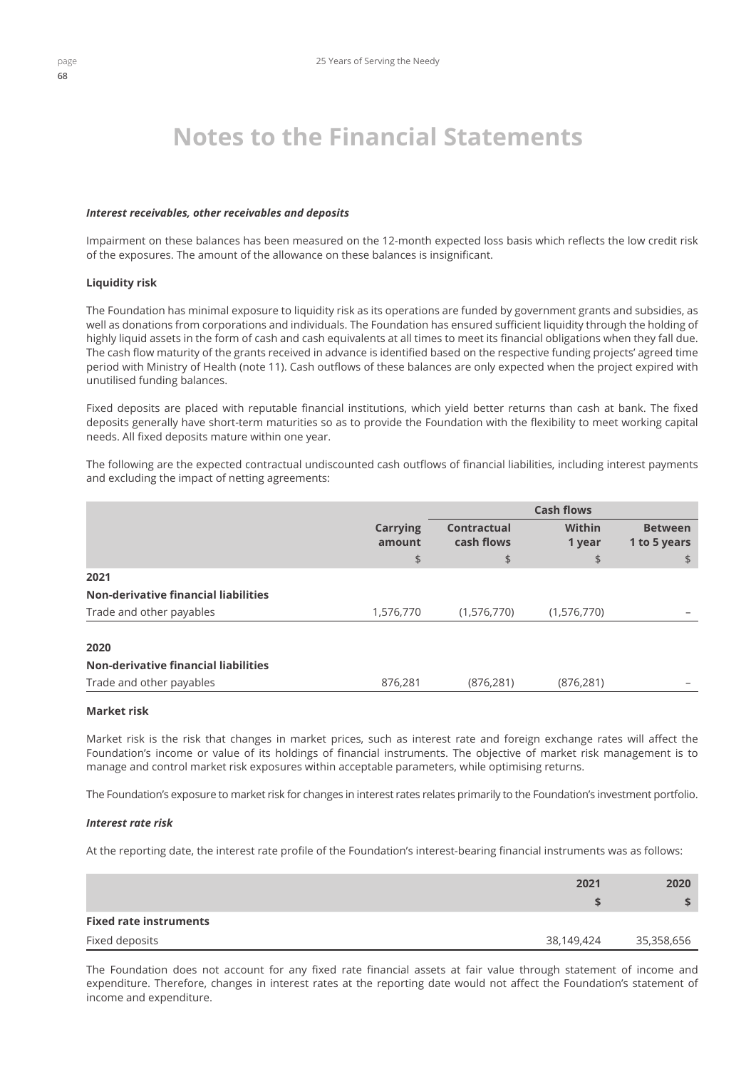# Notes to the Financial Statements

***Interest receivables, other receivables and deposits***

Impairment on these balances has been measured on the 12-month expected loss basis which reflects the low credit risk of the exposures. The amount of the allowance on these balances is insignificant.

**Liquidity risk**

The Foundation has minimal exposure to liquidity risk as its operations are funded by government grants and subsidies, as well as donations from corporations and individuals. The Foundation has ensured sufficient liquidity through the holding of highly liquid assets in the form of cash and cash equivalents at all times to meet its financial obligations when they fall due. The cash flow maturity of the grants received in advance is identified based on the respective funding projects' agreed time period with Ministry of Health (note 11). Cash outflows of these balances are only expected when the project expired with unutilised funding balances.

Fixed deposits are placed with reputable financial institutions, which yield better returns than cash at bank. The fixed deposits generally have short-term maturities so as to provide the Foundation with the flexibility to meet working capital needs. All fixed deposits mature within one year.

The following are the expected contractual undiscounted cash outflows of financial liabilities, including interest payments and excluding the impact of netting agreements:

| | | Cash flows | | |
|---|---|---|---|---|
| | **Carrying amount** | **Contractual cash flows** | **Within 1 year** | **Between 1 to 5 years** |
| | $ | $ | $ | $ |
| **2021** | | | | |
| **Non-derivative financial liabilities** | | | | |
| Trade and other payables | 1,576,770 | (1,576,770) | (1,576,770) | – |
| | | | | |
| **2020** | | | | |
| **Non-derivative financial liabilities** | | | | |
| Trade and other payables | 876,281 | (876,281) | (876,281) | – |

**Market risk**

Market risk is the risk that changes in market prices, such as interest rate and foreign exchange rates will affect the Foundation's income or value of its holdings of financial instruments. The objective of market risk management is to manage and control market risk exposures within acceptable parameters, while optimising returns.

The Foundation's exposure to market risk for changes in interest rates relates primarily to the Foundation's investment portfolio.

***Interest rate risk***

At the reporting date, the interest rate profile of the Foundation's interest-bearing financial instruments was as follows:

| | 2021 | 2020 |
|---|---|---|
| | $ | $ |
| **Fixed rate instruments** | | |
| Fixed deposits | 38,149,424 | 35,358,656 |

The Foundation does not account for any fixed rate financial assets at fair value through statement of income and expenditure. Therefore, changes in interest rates at the reporting date would not affect the Foundation's statement of income and expenditure.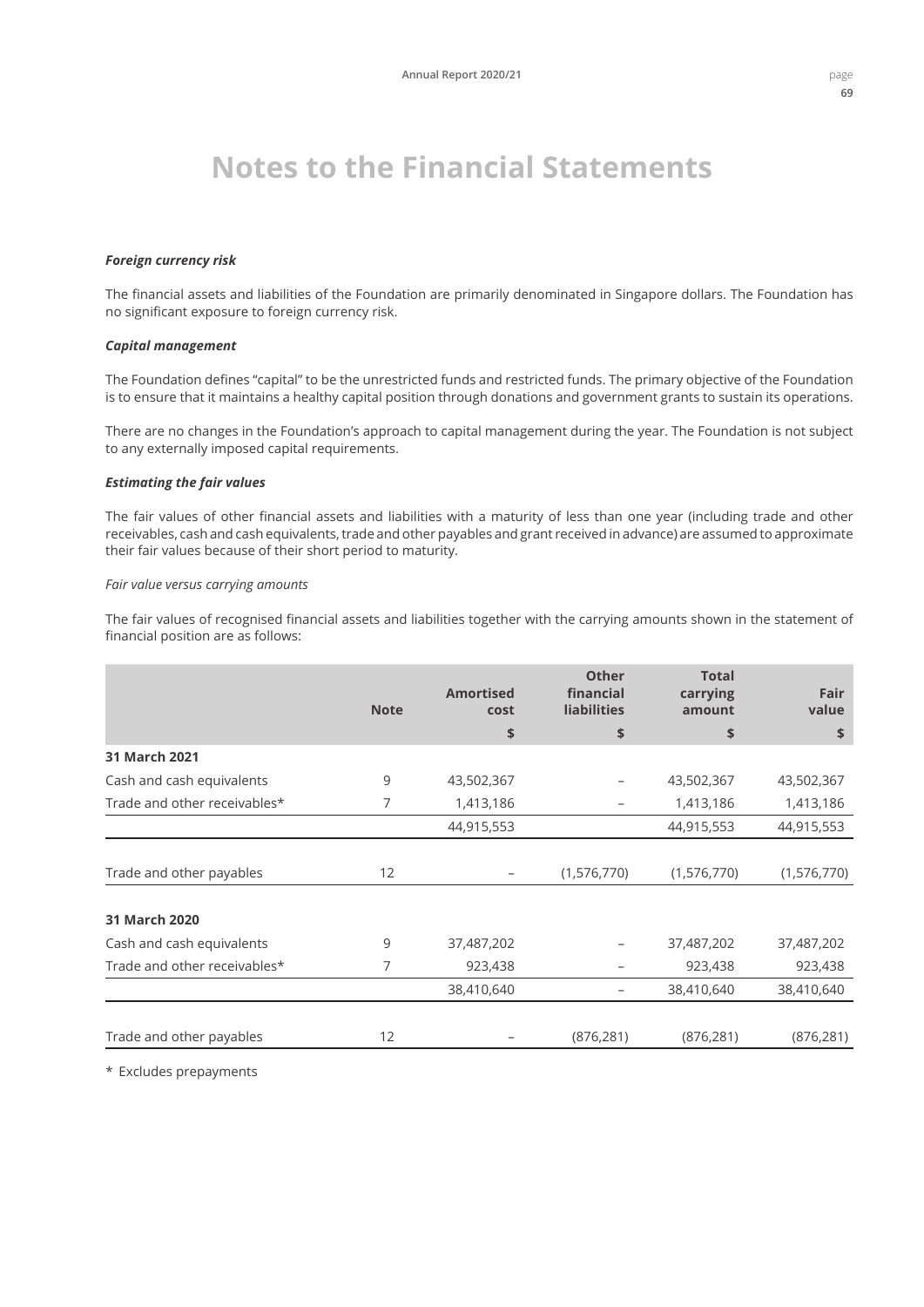# Notes to the Financial Statements

***Foreign currency risk***

The financial assets and liabilities of the Foundation are primarily denominated in Singapore dollars. The Foundation has no significant exposure to foreign currency risk.

***Capital management***

The Foundation defines "capital" to be the unrestricted funds and restricted funds. The primary objective of the Foundation is to ensure that it maintains a healthy capital position through donations and government grants to sustain its operations.

There are no changes in the Foundation's approach to capital management during the year. The Foundation is not subject to any externally imposed capital requirements.

***Estimating the fair values***

The fair values of other financial assets and liabilities with a maturity of less than one year (including trade and other receivables, cash and cash equivalents, trade and other payables and grant received in advance) are assumed to approximate their fair values because of their short period to maturity.

*Fair value versus carrying amounts*

The fair values of recognised financial assets and liabilities together with the carrying amounts shown in the statement of financial position are as follows:

| | Note | Amortised cost | Other financial liabilities | Total carrying amount | Fair value |
|---|---|---|---|---|---|
| | | $ | $ | $ | $ |
| **31 March 2021** | | | | | |
| Cash and cash equivalents | 9 | 43,502,367 | – | 43,502,367 | 43,502,367 |
| Trade and other receivables* | 7 | 1,413,186 | – | 1,413,186 | 1,413,186 |
| | | 44,915,553 | | 44,915,553 | 44,915,553 |
| Trade and other payables | 12 | – | (1,576,770) | (1,576,770) | (1,576,770) |
| **31 March 2020** | | | | | |
| Cash and cash equivalents | 9 | 37,487,202 | – | 37,487,202 | 37,487,202 |
| Trade and other receivables* | 7 | 923,438 | – | 923,438 | 923,438 |
| | | 38,410,640 | – | 38,410,640 | 38,410,640 |
| Trade and other payables | 12 | – | (876,281) | (876,281) | (876,281) |

\* Excludes prepayments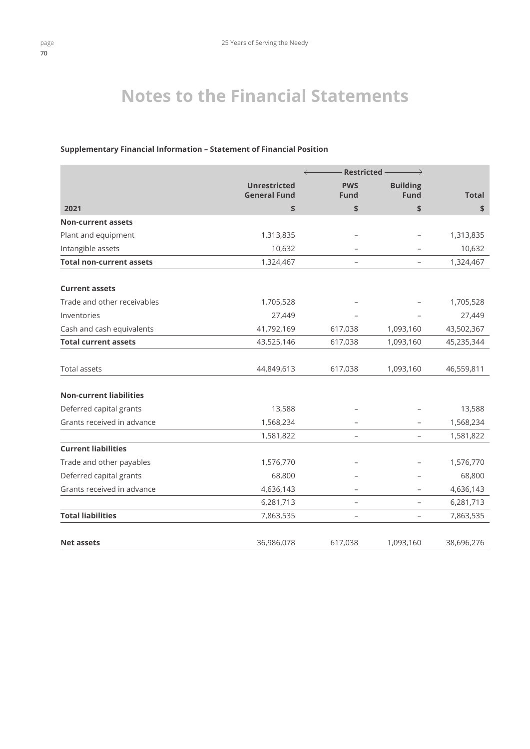# Notes to the Financial Statements

### Supplementary Financial Information – Statement of Financial Position

| | | Restricted | | |
|---|---|---|---|---|
| | Unrestricted General Fund | PWS Fund | Building Fund | Total |
| **2021** | **$** | **$** | **$** | **$** |
| **Non-current assets** | | | | |
| Plant and equipment | 1,313,835 | – | – | 1,313,835 |
| Intangible assets | 10,632 | – | – | 10,632 |
| **Total non-current assets** | 1,324,467 | – | – | 1,324,467 |
| **Current assets** | | | | |
| Trade and other receivables | 1,705,528 | – | – | 1,705,528 |
| Inventories | 27,449 | – | – | 27,449 |
| Cash and cash equivalents | 41,792,169 | 617,038 | 1,093,160 | 43,502,367 |
| **Total current assets** | 43,525,146 | 617,038 | 1,093,160 | 45,235,344 |
| Total assets | 44,849,613 | 617,038 | 1,093,160 | 46,559,811 |
| **Non-current liabilities** | | | | |
| Deferred capital grants | 13,588 | – | – | 13,588 |
| Grants received in advance | 1,568,234 | – | – | 1,568,234 |
| | 1,581,822 | – | – | 1,581,822 |
| **Current liabilities** | | | | |
| Trade and other payables | 1,576,770 | – | – | 1,576,770 |
| Deferred capital grants | 68,800 | – | – | 68,800 |
| Grants received in advance | 4,636,143 | – | – | 4,636,143 |
| | 6,281,713 | – | – | 6,281,713 |
| **Total liabilities** | 7,863,535 | – | – | 7,863,535 |
| **Net assets** | 36,986,078 | 617,038 | 1,093,160 | 38,696,276 |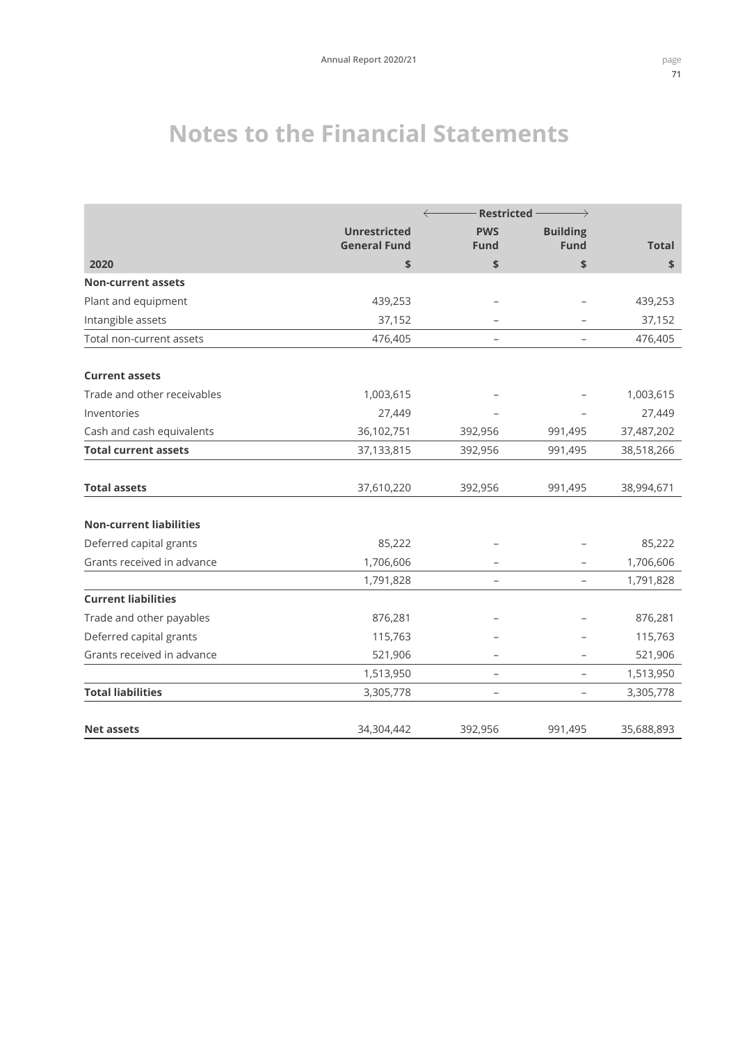# Notes to the Financial Statements

| | | Restricted | | |
|---|---|---|---|---|
| | Unrestricted General Fund | PWS Fund | Building Fund | Total |
| **2020** | **$** | **$** | **$** | **$** |
| **Non-current assets** | | | | |
| Plant and equipment | 439,253 | – | – | 439,253 |
| Intangible assets | 37,152 | – | – | 37,152 |
| Total non-current assets | 476,405 | – | – | 476,405 |
| **Current assets** | | | | |
| Trade and other receivables | 1,003,615 | – | – | 1,003,615 |
| Inventories | 27,449 | – | – | 27,449 |
| Cash and cash equivalents | 36,102,751 | 392,956 | 991,495 | 37,487,202 |
| **Total current assets** | 37,133,815 | 392,956 | 991,495 | 38,518,266 |
| **Total assets** | 37,610,220 | 392,956 | 991,495 | 38,994,671 |
| **Non-current liabilities** | | | | |
| Deferred capital grants | 85,222 | – | – | 85,222 |
| Grants received in advance | 1,706,606 | – | – | 1,706,606 |
| | 1,791,828 | – | – | 1,791,828 |
| **Current liabilities** | | | | |
| Trade and other payables | 876,281 | – | – | 876,281 |
| Deferred capital grants | 115,763 | – | – | 115,763 |
| Grants received in advance | 521,906 | – | – | 521,906 |
| | 1,513,950 | – | – | 1,513,950 |
| **Total liabilities** | 3,305,778 | – | – | 3,305,778 |
| **Net assets** | 34,304,442 | 392,956 | 991,495 | 35,688,893 |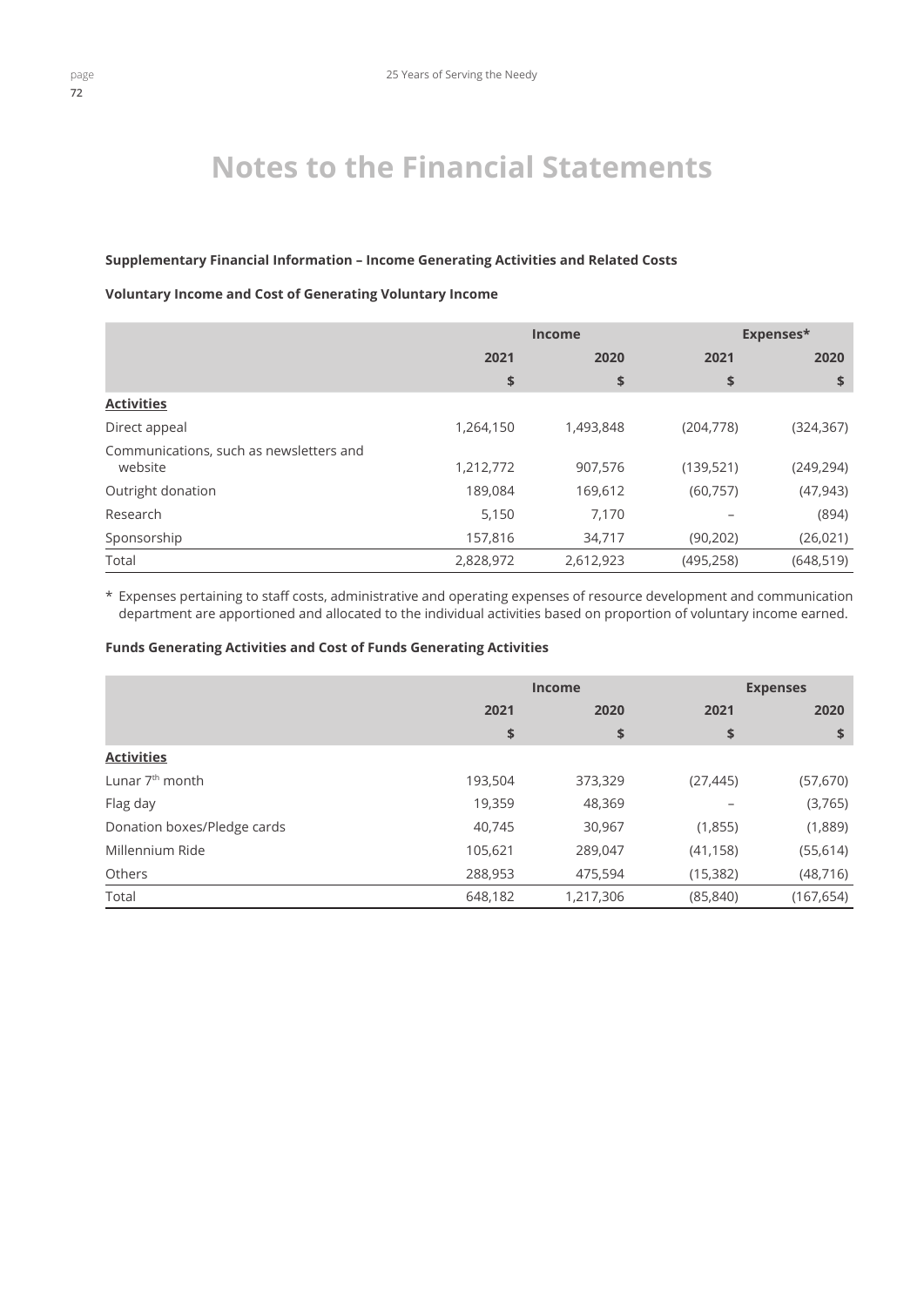# Notes to the Financial Statements

**Supplementary Financial Information – Income Generating Activities and Related Costs**

**Voluntary Income and Cost of Generating Voluntary Income**

| | Income | | Expenses* | |
|---|---|---|---|---|
| | 2021 | 2020 | 2021 | 2020 |
| | $ | $ | $ | $ |
| **Activities** | | | | |
| Direct appeal | 1,264,150 | 1,493,848 | (204,778) | (324,367) |
| Communications, such as newsletters and website | 1,212,772 | 907,576 | (139,521) | (249,294) |
| Outright donation | 189,084 | 169,612 | (60,757) | (47,943) |
| Research | 5,150 | 7,170 | – | (894) |
| Sponsorship | 157,816 | 34,717 | (90,202) | (26,021) |
| Total | 2,828,972 | 2,612,923 | (495,258) | (648,519) |

\* Expenses pertaining to staff costs, administrative and operating expenses of resource development and communication department are apportioned and allocated to the individual activities based on proportion of voluntary income earned.

**Funds Generating Activities and Cost of Funds Generating Activities**

| | Income | | Expenses | |
|---|---|---|---|---|
| | 2021 | 2020 | 2021 | 2020 |
| | $ | $ | $ | $ |
| **Activities** | | | | |
| Lunar 7th month | 193,504 | 373,329 | (27,445) | (57,670) |
| Flag day | 19,359 | 48,369 | – | (3,765) |
| Donation boxes/Pledge cards | 40,745 | 30,967 | (1,855) | (1,889) |
| Millennium Ride | 105,621 | 289,047 | (41,158) | (55,614) |
| Others | 288,953 | 475,594 | (15,382) | (48,716) |
| Total | 648,182 | 1,217,306 | (85,840) | (167,654) |